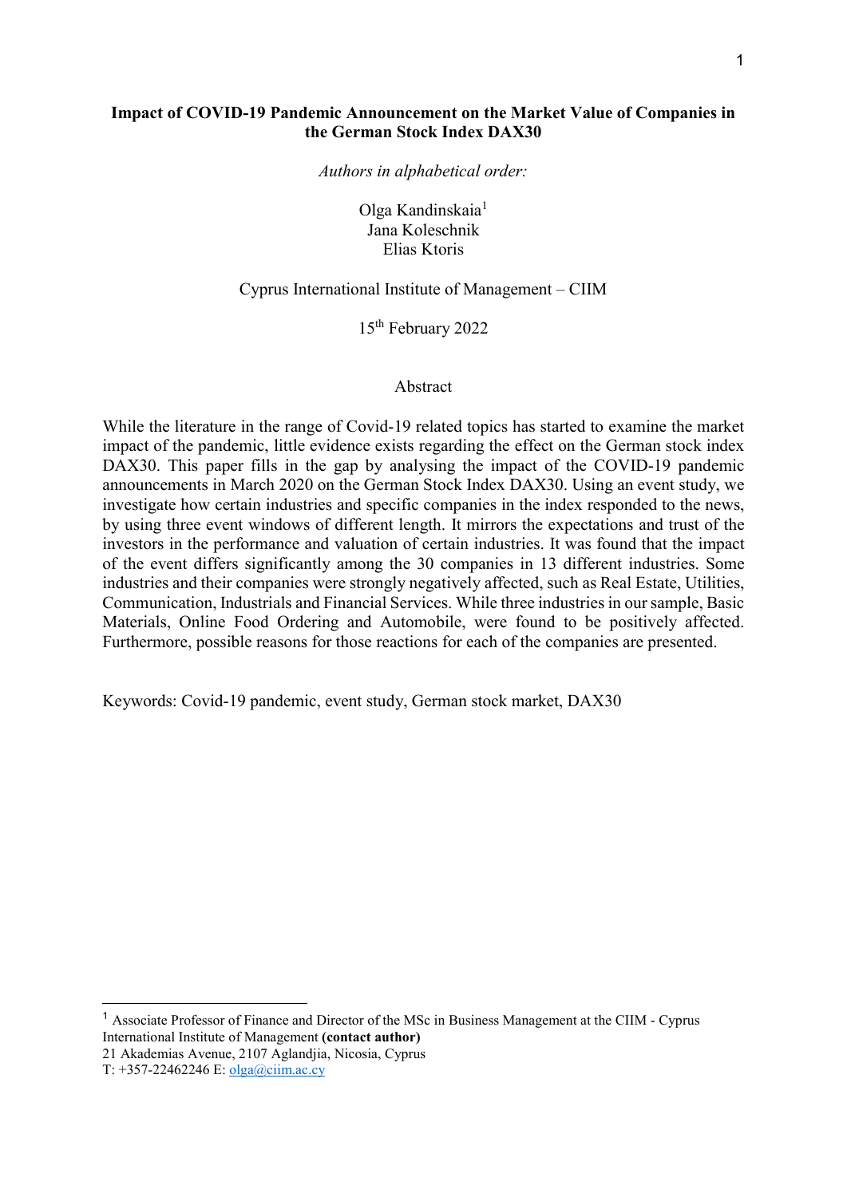# Impact of COVID-19 Pandemic Announcement on the Market Value of Companies in the German Stock Index DAX30

*Authors in alphabetical order:*

Olga Kandinskaia[1]
Jana Koleschnik
Elias Ktoris

Cyprus International Institute of Management – CIIM

15th February 2022

## Abstract

While the literature in the range of Covid-19 related topics has started to examine the market impact of the pandemic, little evidence exists regarding the effect on the German stock index DAX30. This paper fills in the gap by analysing the impact of the COVID-19 pandemic announcements in March 2020 on the German Stock Index DAX30. Using an event study, we investigate how certain industries and specific companies in the index responded to the news, by using three event windows of different length. It mirrors the expectations and trust of the investors in the performance and valuation of certain industries. It was found that the impact of the event differs significantly among the 30 companies in 13 different industries. Some industries and their companies were strongly negatively affected, such as Real Estate, Utilities, Communication, Industrials and Financial Services. While three industries in our sample, Basic Materials, Online Food Ordering and Automobile, were found to be positively affected. Furthermore, possible reasons for those reactions for each of the companies are presented.

Keywords: Covid-19 pandemic, event study, German stock market, DAX30

---

[1] Associate Professor of Finance and Director of the MSc in Business Management at the CIIM - Cyprus International Institute of Management **(contact author)**
21 Akademias Avenue, 2107 Aglandjia, Nicosia, Cyprus
T: +357-22462246 E: olga@ciim.ac.cy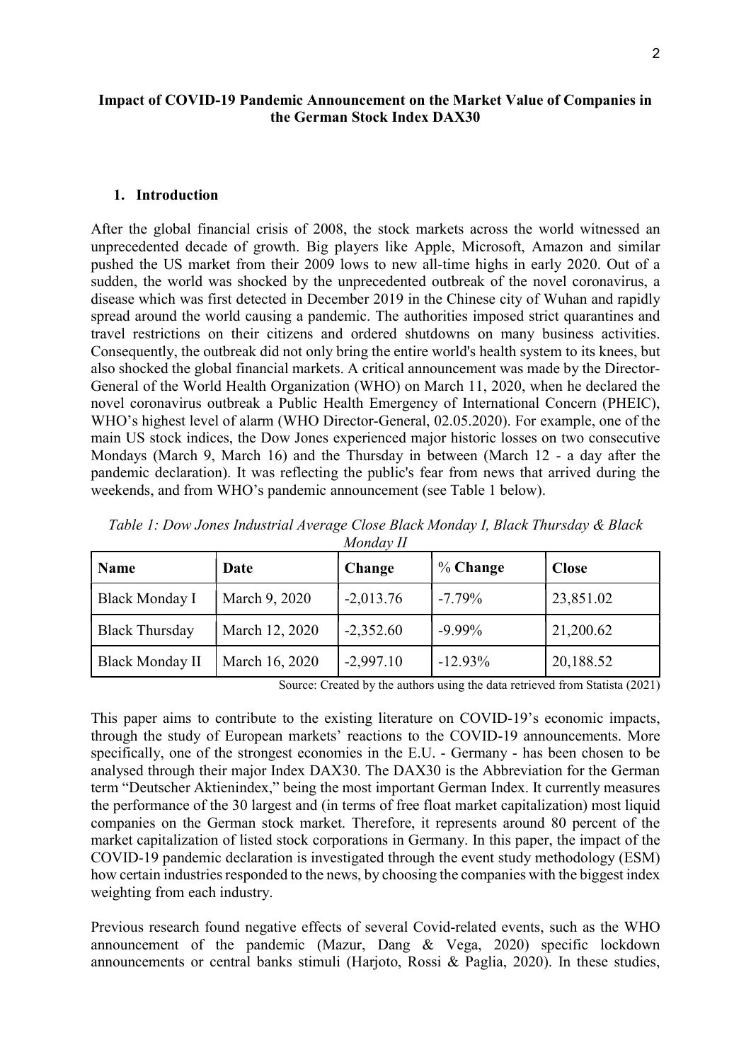**Impact of COVID-19 Pandemic Announcement on the Market Value of Companies in the German Stock Index DAX30**

## 1. Introduction

After the global financial crisis of 2008, the stock markets across the world witnessed an unprecedented decade of growth. Big players like Apple, Microsoft, Amazon and similar pushed the US market from their 2009 lows to new all-time highs in early 2020. Out of a sudden, the world was shocked by the unprecedented outbreak of the novel coronavirus, a disease which was first detected in December 2019 in the Chinese city of Wuhan and rapidly spread around the world causing a pandemic. The authorities imposed strict quarantines and travel restrictions on their citizens and ordered shutdowns on many business activities. Consequently, the outbreak did not only bring the entire world's health system to its knees, but also shocked the global financial markets. A critical announcement was made by the Director-General of the World Health Organization (WHO) on March 11, 2020, when he declared the novel coronavirus outbreak a Public Health Emergency of International Concern (PHEIC), WHO's highest level of alarm (WHO Director-General, 02.05.2020). For example, one of the main US stock indices, the Dow Jones experienced major historic losses on two consecutive Mondays (March 9, March 16) and the Thursday in between (March 12 - a day after the pandemic declaration). It was reflecting the public's fear from news that arrived during the weekends, and from WHO's pandemic announcement (see Table 1 below).

*Table 1: Dow Jones Industrial Average Close Black Monday I, Black Thursday & Black Monday II*

| Name | Date | Change | % Change | Close |
|---|---|---|---|---|
| Black Monday I | March 9, 2020 | -2,013.76 | -7.79% | 23,851.02 |
| Black Thursday | March 12, 2020 | -2,352.60 | -9.99% | 21,200.62 |
| Black Monday II | March 16, 2020 | -2,997.10 | -12.93% | 20,188.52 |

Source: Created by the authors using the data retrieved from Statista (2021)

This paper aims to contribute to the existing literature on COVID-19's economic impacts, through the study of European markets' reactions to the COVID-19 announcements. More specifically, one of the strongest economies in the E.U. - Germany - has been chosen to be analysed through their major Index DAX30. The DAX30 is the Abbreviation for the German term "Deutscher Aktienindex," being the most important German Index. It currently measures the performance of the 30 largest and (in terms of free float market capitalization) most liquid companies on the German stock market. Therefore, it represents around 80 percent of the market capitalization of listed stock corporations in Germany. In this paper, the impact of the COVID-19 pandemic declaration is investigated through the event study methodology (ESM) how certain industries responded to the news, by choosing the companies with the biggest index weighting from each industry.

Previous research found negative effects of several Covid-related events, such as the WHO announcement of the pandemic (Mazur, Dang & Vega, 2020) specific lockdown announcements or central banks stimuli (Harjoto, Rossi & Paglia, 2020). In these studies,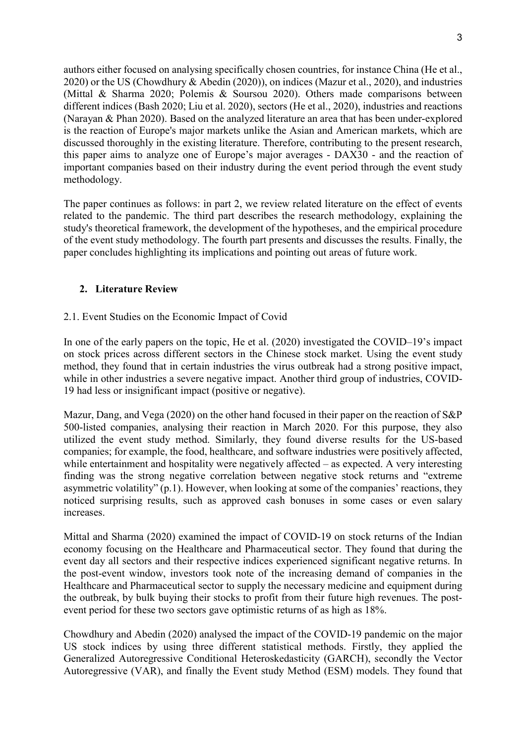authors either focused on analysing specifically chosen countries, for instance China (He et al., 2020) or the US (Chowdhury & Abedin (2020)), on indices (Mazur et al., 2020), and industries (Mittal & Sharma 2020; Polemis & Soursou 2020). Others made comparisons between different indices (Bash 2020; Liu et al. 2020), sectors (He et al., 2020), industries and reactions (Narayan & Phan 2020). Based on the analyzed literature an area that has been under-explored is the reaction of Europe's major markets unlike the Asian and American markets, which are discussed thoroughly in the existing literature. Therefore, contributing to the present research, this paper aims to analyze one of Europe's major averages - DAX30 - and the reaction of important companies based on their industry during the event period through the event study methodology.

The paper continues as follows: in part 2, we review related literature on the effect of events related to the pandemic. The third part describes the research methodology, explaining the study's theoretical framework, the development of the hypotheses, and the empirical procedure of the event study methodology. The fourth part presents and discusses the results. Finally, the paper concludes highlighting its implications and pointing out areas of future work.

## 2. Literature Review

### 2.1. Event Studies on the Economic Impact of Covid

In one of the early papers on the topic, He et al. (2020) investigated the COVID–19's impact on stock prices across different sectors in the Chinese stock market. Using the event study method, they found that in certain industries the virus outbreak had a strong positive impact, while in other industries a severe negative impact. Another third group of industries, COVID-19 had less or insignificant impact (positive or negative).

Mazur, Dang, and Vega (2020) on the other hand focused in their paper on the reaction of S&P 500-listed companies, analysing their reaction in March 2020. For this purpose, they also utilized the event study method. Similarly, they found diverse results for the US-based companies; for example, the food, healthcare, and software industries were positively affected, while entertainment and hospitality were negatively affected – as expected. A very interesting finding was the strong negative correlation between negative stock returns and "extreme asymmetric volatility" (p.1). However, when looking at some of the companies' reactions, they noticed surprising results, such as approved cash bonuses in some cases or even salary increases.

Mittal and Sharma (2020) examined the impact of COVID-19 on stock returns of the Indian economy focusing on the Healthcare and Pharmaceutical sector. They found that during the event day all sectors and their respective indices experienced significant negative returns. In the post-event window, investors took note of the increasing demand of companies in the Healthcare and Pharmaceutical sector to supply the necessary medicine and equipment during the outbreak, by bulk buying their stocks to profit from their future high revenues. The post-event period for these two sectors gave optimistic returns of as high as 18%.

Chowdhury and Abedin (2020) analysed the impact of the COVID-19 pandemic on the major US stock indices by using three different statistical methods. Firstly, they applied the Generalized Autoregressive Conditional Heteroskedasticity (GARCH), secondly the Vector Autoregressive (VAR), and finally the Event study Method (ESM) models. They found that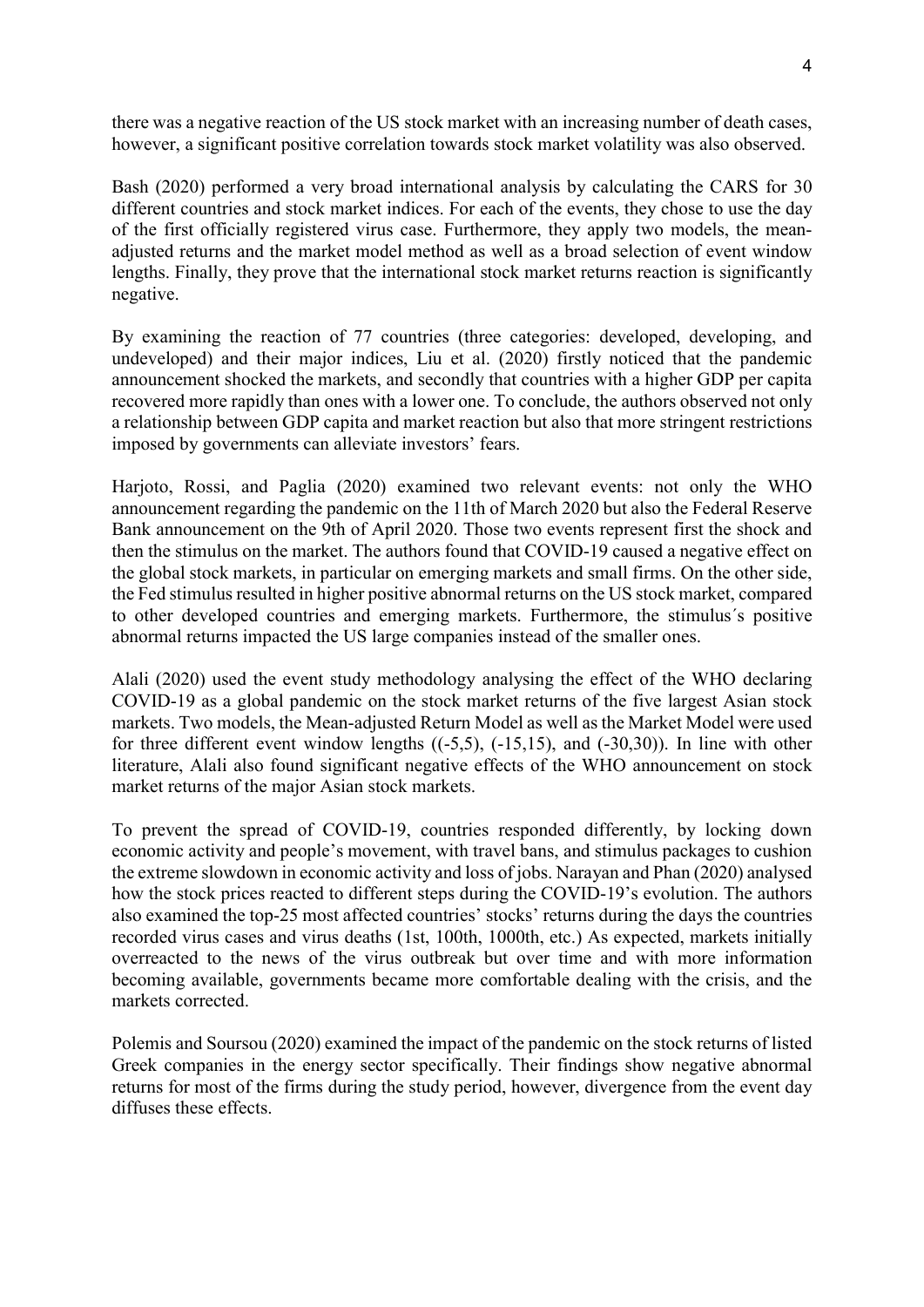there was a negative reaction of the US stock market with an increasing number of death cases, however, a significant positive correlation towards stock market volatility was also observed.

Bash (2020) performed a very broad international analysis by calculating the CARS for 30 different countries and stock market indices. For each of the events, they chose to use the day of the first officially registered virus case. Furthermore, they apply two models, the mean-adjusted returns and the market model method as well as a broad selection of event window lengths. Finally, they prove that the international stock market returns reaction is significantly negative.

By examining the reaction of 77 countries (three categories: developed, developing, and undeveloped) and their major indices, Liu et al. (2020) firstly noticed that the pandemic announcement shocked the markets, and secondly that countries with a higher GDP per capita recovered more rapidly than ones with a lower one. To conclude, the authors observed not only a relationship between GDP capita and market reaction but also that more stringent restrictions imposed by governments can alleviate investors' fears.

Harjoto, Rossi, and Paglia (2020) examined two relevant events: not only the WHO announcement regarding the pandemic on the 11th of March 2020 but also the Federal Reserve Bank announcement on the 9th of April 2020. Those two events represent first the shock and then the stimulus on the market. The authors found that COVID-19 caused a negative effect on the global stock markets, in particular on emerging markets and small firms. On the other side, the Fed stimulus resulted in higher positive abnormal returns on the US stock market, compared to other developed countries and emerging markets. Furthermore, the stimulus´s positive abnormal returns impacted the US large companies instead of the smaller ones.

Alali (2020) used the event study methodology analysing the effect of the WHO declaring COVID-19 as a global pandemic on the stock market returns of the five largest Asian stock markets. Two models, the Mean-adjusted Return Model as well as the Market Model were used for three different event window lengths ((-5,5), (-15,15), and (-30,30)). In line with other literature, Alali also found significant negative effects of the WHO announcement on stock market returns of the major Asian stock markets.

To prevent the spread of COVID-19, countries responded differently, by locking down economic activity and people's movement, with travel bans, and stimulus packages to cushion the extreme slowdown in economic activity and loss of jobs. Narayan and Phan (2020) analysed how the stock prices reacted to different steps during the COVID-19's evolution. The authors also examined the top-25 most affected countries' stocks' returns during the days the countries recorded virus cases and virus deaths (1st, 100th, 1000th, etc.) As expected, markets initially overreacted to the news of the virus outbreak but over time and with more information becoming available, governments became more comfortable dealing with the crisis, and the markets corrected.

Polemis and Soursou (2020) examined the impact of the pandemic on the stock returns of listed Greek companies in the energy sector specifically. Their findings show negative abnormal returns for most of the firms during the study period, however, divergence from the event day diffuses these effects.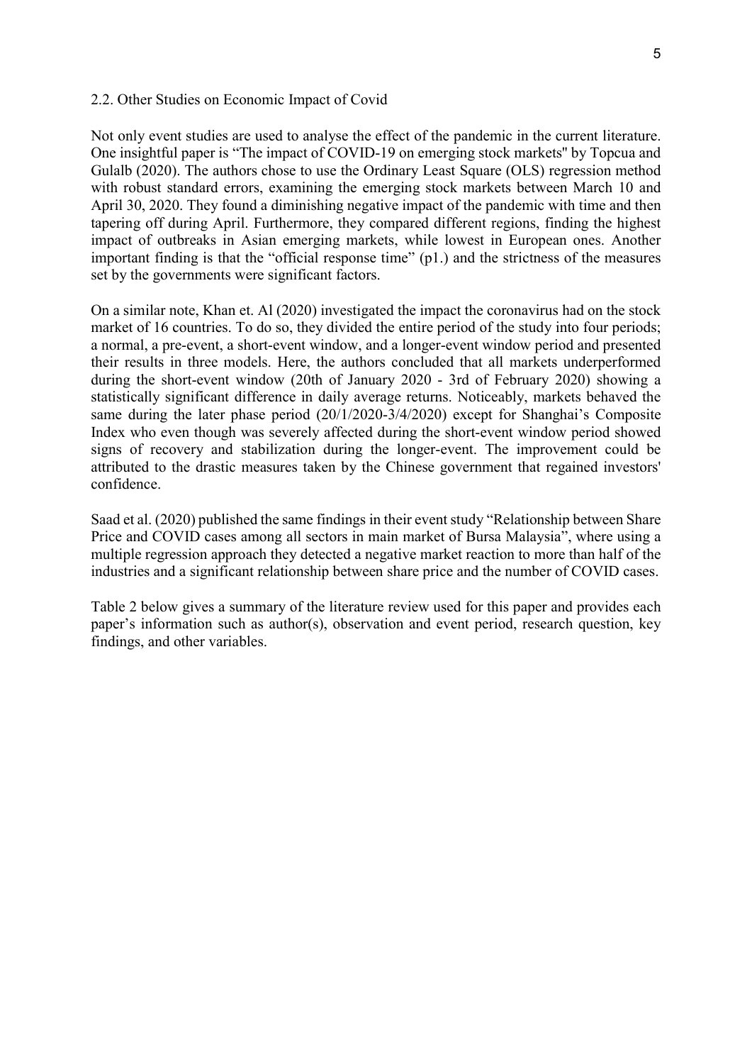## 2.2. Other Studies on Economic Impact of Covid

Not only event studies are used to analyse the effect of the pandemic in the current literature. One insightful paper is "The impact of COVID-19 on emerging stock markets" by Topcua and Gulalb (2020). The authors chose to use the Ordinary Least Square (OLS) regression method with robust standard errors, examining the emerging stock markets between March 10 and April 30, 2020. They found a diminishing negative impact of the pandemic with time and then tapering off during April. Furthermore, they compared different regions, finding the highest impact of outbreaks in Asian emerging markets, while lowest in European ones. Another important finding is that the "official response time" (p1.) and the strictness of the measures set by the governments were significant factors.

On a similar note, Khan et. Al (2020) investigated the impact the coronavirus had on the stock market of 16 countries. To do so, they divided the entire period of the study into four periods; a normal, a pre-event, a short-event window, and a longer-event window period and presented their results in three models. Here, the authors concluded that all markets underperformed during the short-event window (20th of January 2020 - 3rd of February 2020) showing a statistically significant difference in daily average returns. Noticeably, markets behaved the same during the later phase period (20/1/2020-3/4/2020) except for Shanghai's Composite Index who even though was severely affected during the short-event window period showed signs of recovery and stabilization during the longer-event. The improvement could be attributed to the drastic measures taken by the Chinese government that regained investors' confidence.

Saad et al. (2020) published the same findings in their event study "Relationship between Share Price and COVID cases among all sectors in main market of Bursa Malaysia", where using a multiple regression approach they detected a negative market reaction to more than half of the industries and a significant relationship between share price and the number of COVID cases.

Table 2 below gives a summary of the literature review used for this paper and provides each paper's information such as author(s), observation and event period, research question, key findings, and other variables.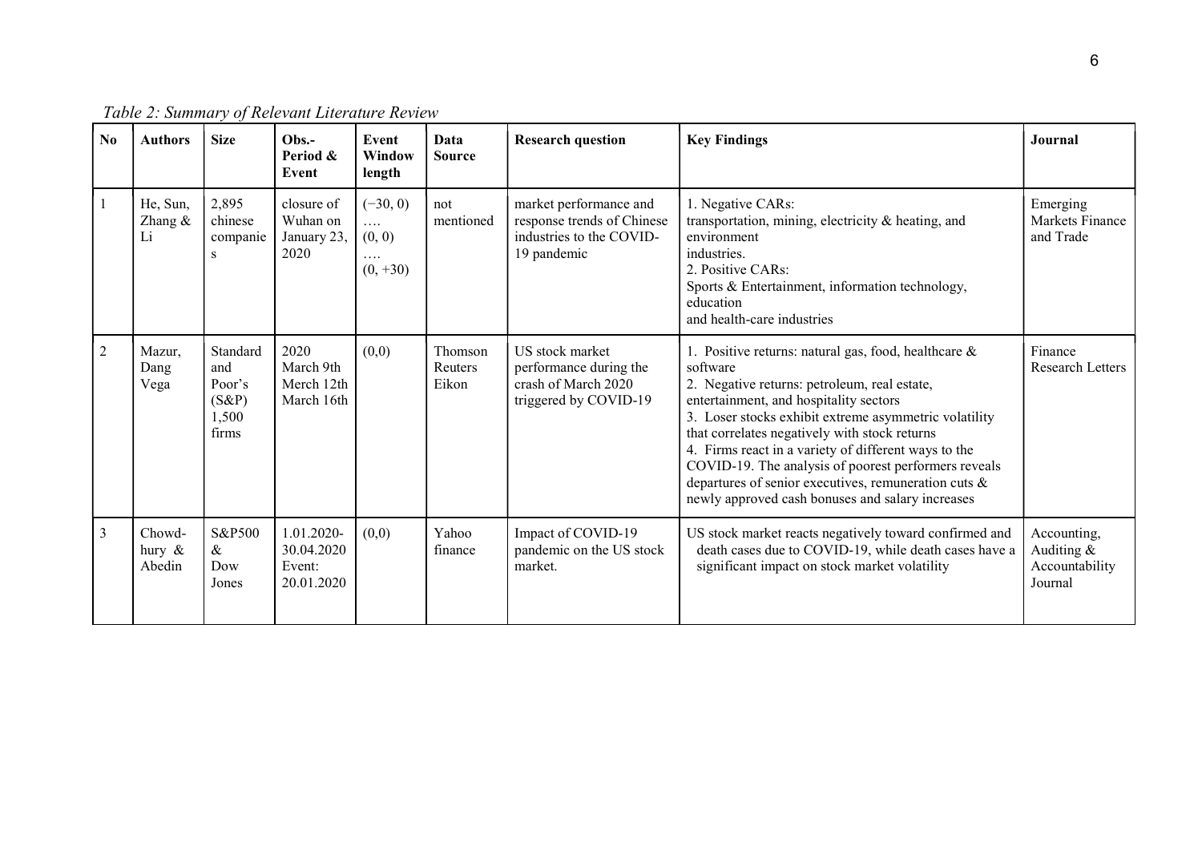*Table 2: Summary of Relevant Literature Review*

| No | Authors | Size | Obs.-Period & Event | Event Window length | Data Source | Research question | Key Findings | Journal |
|---|---|---|---|---|---|---|---|---|
| 1 | He, Sun, Zhang & Li | 2,895 chinese companies | closure of Wuhan on January 23, 2020 | (−30, 0) …. (0, 0) …. (0, +30) | not mentioned | market performance and response trends of Chinese industries to the COVID-19 pandemic | 1. Negative CARs: transportation, mining, electricity & heating, and environment industries. 2. Positive CARs: Sports & Entertainment, information technology, education and health-care industries | Emerging Markets Finance and Trade |
| 2 | Mazur, Dang Vega | Standard and Poor's (S&P) 1,500 firms | 2020 March 9th Merch 12th March 16th | (0,0) | Thomson Reuters Eikon | US stock market performance during the crash of March 2020 triggered by COVID-19 | 1. Positive returns: natural gas, food, healthcare & software 2. Negative returns: petroleum, real estate, entertainment, and hospitality sectors 3. Loser stocks exhibit extreme asymmetric volatility that correlates negatively with stock returns 4. Firms react in a variety of different ways to the COVID-19. The analysis of poorest performers reveals departures of senior executives, remuneration cuts & newly approved cash bonuses and salary increases | Finance Research Letters |
| 3 | Chowd-hury & Abedin | S&P500 & Dow Jones | 1.01.2020-30.04.2020 Event: 20.01.2020 | (0,0) | Yahoo finance | Impact of COVID-19 pandemic on the US stock market. | US stock market reacts negatively toward confirmed and death cases due to COVID-19, while death cases have a significant impact on stock market volatility | Accounting, Auditing & Accountability Journal |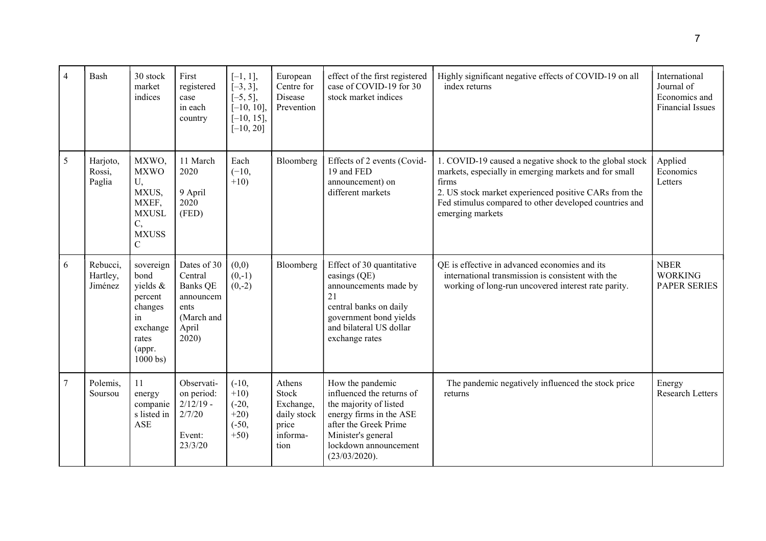| 4 | Bash | 30 stock market indices | First registered case in each country | [−1, 1], [−3, 3], [−5, 5], [−10, 10], [−10, 15], [−10, 20] | European Centre for Disease Prevention | effect of the first registered case of COVID-19 for 30 stock market indices | Highly significant negative effects of COVID-19 on all index returns | International Journal of Economics and Financial Issues |
|---|---|---|---|---|---|---|---|---|
| 5 | Harjoto, Rossi, Paglia | MXWO, MXWOU, MXUS, MXEF, MXUSLC, MXUSSC | 11 March 2020<br><br>9 April 2020 (FED) | Each (−10, +10) | Bloomberg | Effects of 2 events (Covid-19 and FED announcement) on different markets | 1. COVID-19 caused a negative shock to the global stock markets, especially in emerging markets and for small firms<br>2. US stock market experienced positive CARs from the Fed stimulus compared to other developed countries and emerging markets | Applied Economics Letters |
| 6 | Rebucci, Hartley, Jiménez | sovereign bond yields & percent changes in exchange rates (appr. 1000 bs) | Dates of 30 Central Banks QE announcements (March and April 2020) | (0,0) (0,-1) (0,-2) | Bloomberg | Effect of 30 quantitative easings (QE) announcements made by 21 central banks on daily government bond yields and bilateral US dollar exchange rates | QE is effective in advanced economies and its international transmission is consistent with the working of long-run uncovered interest rate parity. | NBER WORKING PAPER SERIES |
| 7 | Polemis, Soursou | 11 energy companies listed in ASE | Observation period: 2/12/19 - 2/7/20<br><br>Event: 23/3/20 | (-10, +10) (-20, +20) (-50, +50) | Athens Stock Exchange, daily stock price information | How the pandemic influenced the returns of the majority of listed energy firms in the ASE after the Greek Prime Minister's general lockdown announcement (23/03/2020). | The pandemic negatively influenced the stock price returns | Energy Research Letters |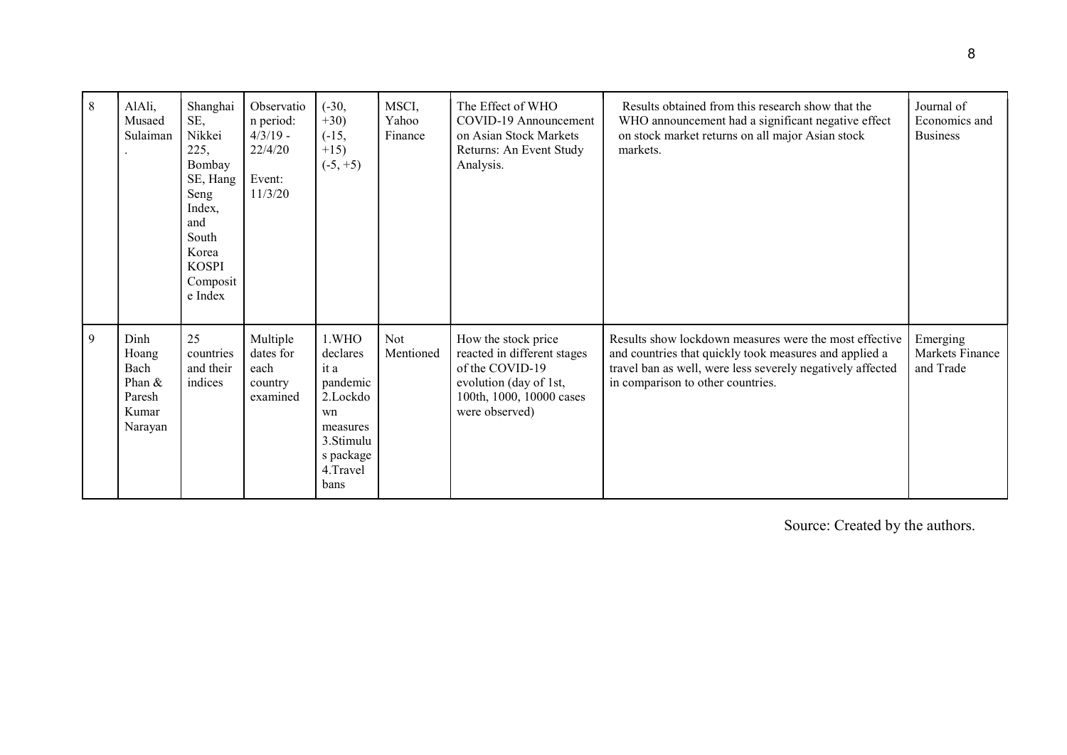| 8 | AlAli, Musaed Sulaiman . | Shanghai SE, Nikkei 225, Bombay SE, Hang Seng Index, and South Korea KOSPI Composite Index | Observation period: 4/3/19 - 22/4/20 Event: 11/3/20 | (-30, +30) (-15, +15) (-5, +5) | MSCI, Yahoo Finance | The Effect of WHO COVID-19 Announcement on Asian Stock Markets Returns: An Event Study Analysis. | Results obtained from this research show that the WHO announcement had a significant negative effect on stock market returns on all major Asian stock markets. | Journal of Economics and Business |
|---|---|---|---|---|---|---|---|---|
| 9 | Dinh Hoang Bach Phan & Paresh Kumar Narayan | 25 countries and their indices | Multiple dates for each country examined | 1.WHO declares it a pandemic 2.Lockdown measures 3.Stimulus package 4.Travel bans | Not Mentioned | How the stock price reacted in different stages of the COVID-19 evolution (day of 1st, 100th, 1000, 10000 cases were observed) | Results show lockdown measures were the most effective and countries that quickly took measures and applied a travel ban as well, were less severely negatively affected in comparison to other countries. | Emerging Markets Finance and Trade |

Source: Created by the authors.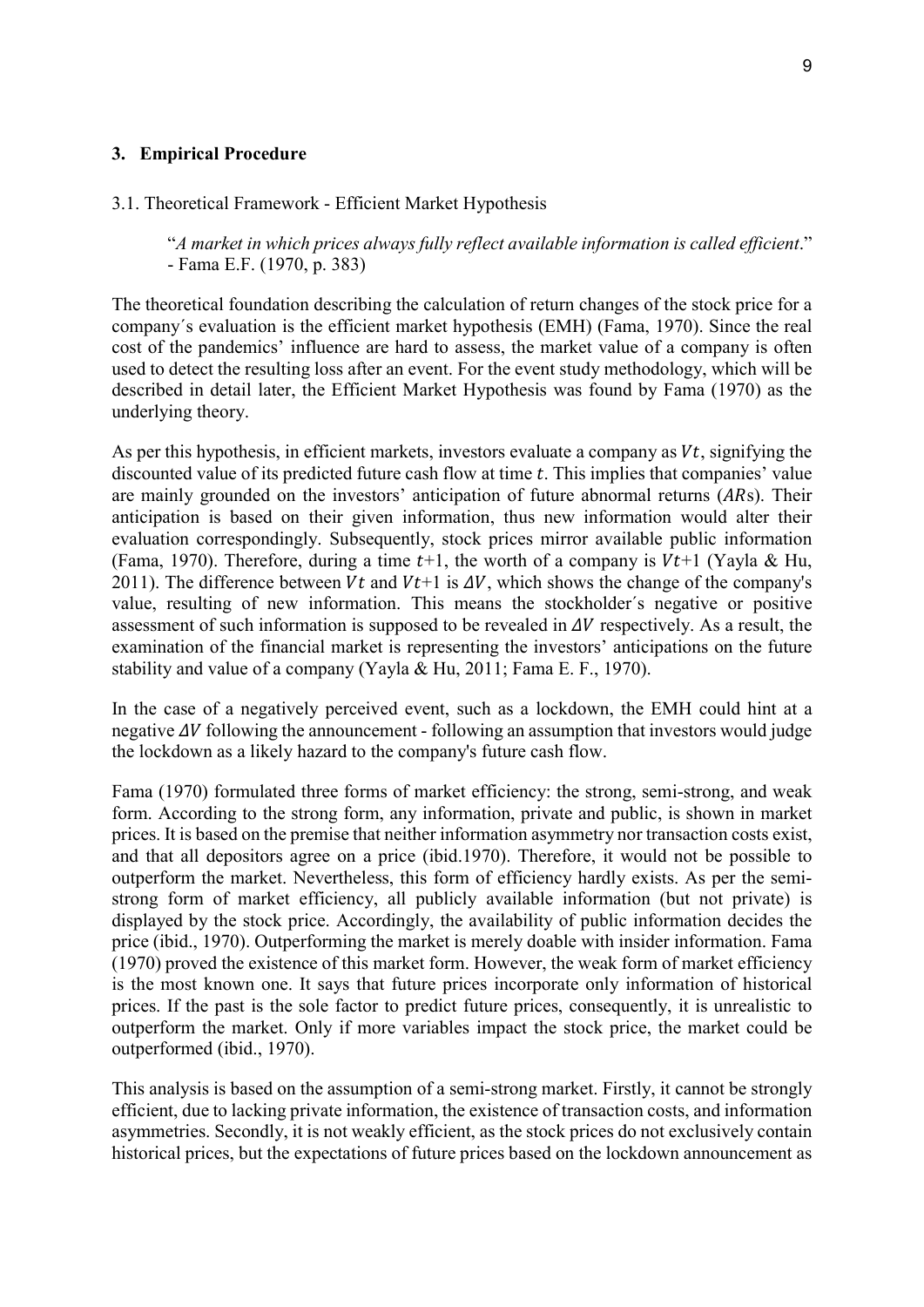## 3. Empirical Procedure

### 3.1. Theoretical Framework - Efficient Market Hypothesis

> "*A market in which prices always fully reflect available information is called efficient*."
> - Fama E.F. (1970, p. 383)

The theoretical foundation describing the calculation of return changes of the stock price for a company´s evaluation is the efficient market hypothesis (EMH) (Fama, 1970). Since the real cost of the pandemics' influence are hard to assess, the market value of a company is often used to detect the resulting loss after an event. For the event study methodology, which will be described in detail later, the Efficient Market Hypothesis was found by Fama (1970) as the underlying theory.

As per this hypothesis, in efficient markets, investors evaluate a company as $Vt$, signifying the discounted value of its predicted future cash flow at time $t$. This implies that companies' value are mainly grounded on the investors' anticipation of future abnormal returns ($AR$s). Their anticipation is based on their given information, thus new information would alter their evaluation correspondingly. Subsequently, stock prices mirror available public information (Fama, 1970). Therefore, during a time $t$+1, the worth of a company is $Vt$+1 (Yayla & Hu, 2011). The difference between $Vt$ and $Vt$+1 is $\Delta V$, which shows the change of the company's value, resulting of new information. This means the stockholder´s negative or positive assessment of such information is supposed to be revealed in $\Delta V$ respectively. As a result, the examination of the financial market is representing the investors' anticipations on the future stability and value of a company (Yayla & Hu, 2011; Fama E. F., 1970).

In the case of a negatively perceived event, such as a lockdown, the EMH could hint at a negative $\Delta V$ following the announcement - following an assumption that investors would judge the lockdown as a likely hazard to the company's future cash flow.

Fama (1970) formulated three forms of market efficiency: the strong, semi-strong, and weak form. According to the strong form, any information, private and public, is shown in market prices. It is based on the premise that neither information asymmetry nor transaction costs exist, and that all depositors agree on a price (ibid.1970). Therefore, it would not be possible to outperform the market. Nevertheless, this form of efficiency hardly exists. As per the semi-strong form of market efficiency, all publicly available information (but not private) is displayed by the stock price. Accordingly, the availability of public information decides the price (ibid., 1970). Outperforming the market is merely doable with insider information. Fama (1970) proved the existence of this market form. However, the weak form of market efficiency is the most known one. It says that future prices incorporate only information of historical prices. If the past is the sole factor to predict future prices, consequently, it is unrealistic to outperform the market. Only if more variables impact the stock price, the market could be outperformed (ibid., 1970).

This analysis is based on the assumption of a semi-strong market. Firstly, it cannot be strongly efficient, due to lacking private information, the existence of transaction costs, and information asymmetries. Secondly, it is not weakly efficient, as the stock prices do not exclusively contain historical prices, but the expectations of future prices based on the lockdown announcement as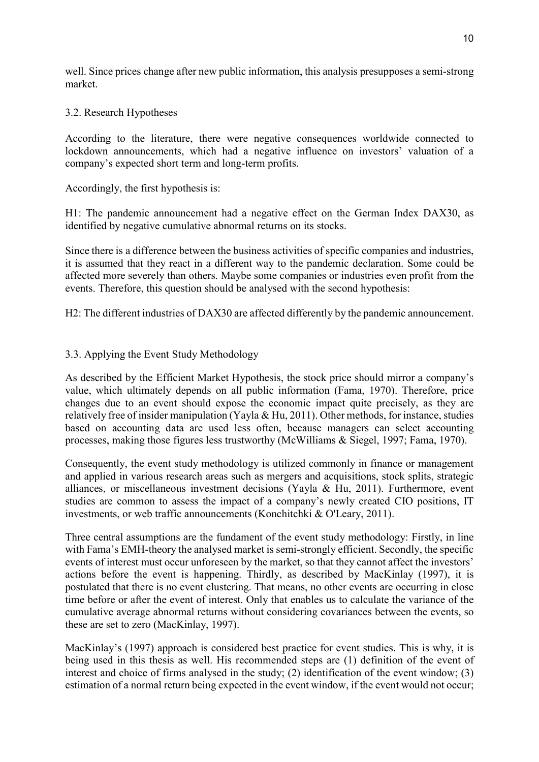well. Since prices change after new public information, this analysis presupposes a semi-strong market.

### 3.2. Research Hypotheses

According to the literature, there were negative consequences worldwide connected to lockdown announcements, which had a negative influence on investors' valuation of a company's expected short term and long-term profits.

Accordingly, the first hypothesis is:

H1: The pandemic announcement had a negative effect on the German Index DAX30, as identified by negative cumulative abnormal returns on its stocks.

Since there is a difference between the business activities of specific companies and industries, it is assumed that they react in a different way to the pandemic declaration. Some could be affected more severely than others. Maybe some companies or industries even profit from the events. Therefore, this question should be analysed with the second hypothesis:

H2: The different industries of DAX30 are affected differently by the pandemic announcement.

### 3.3. Applying the Event Study Methodology

As described by the Efficient Market Hypothesis, the stock price should mirror a company's value, which ultimately depends on all public information (Fama, 1970). Therefore, price changes due to an event should expose the economic impact quite precisely, as they are relatively free of insider manipulation (Yayla & Hu, 2011). Other methods, for instance, studies based on accounting data are used less often, because managers can select accounting processes, making those figures less trustworthy (McWilliams & Siegel, 1997; Fama, 1970).

Consequently, the event study methodology is utilized commonly in finance or management and applied in various research areas such as mergers and acquisitions, stock splits, strategic alliances, or miscellaneous investment decisions (Yayla & Hu, 2011). Furthermore, event studies are common to assess the impact of a company's newly created CIO positions, IT investments, or web traffic announcements (Konchitchki & O'Leary, 2011).

Three central assumptions are the fundament of the event study methodology: Firstly, in line with Fama's EMH-theory the analysed market is semi-strongly efficient. Secondly, the specific events of interest must occur unforeseen by the market, so that they cannot affect the investors' actions before the event is happening. Thirdly, as described by MacKinlay (1997), it is postulated that there is no event clustering. That means, no other events are occurring in close time before or after the event of interest. Only that enables us to calculate the variance of the cumulative average abnormal returns without considering covariances between the events, so these are set to zero (MacKinlay, 1997).

MacKinlay's (1997) approach is considered best practice for event studies. This is why, it is being used in this thesis as well. His recommended steps are (1) definition of the event of interest and choice of firms analysed in the study; (2) identification of the event window; (3) estimation of a normal return being expected in the event window, if the event would not occur;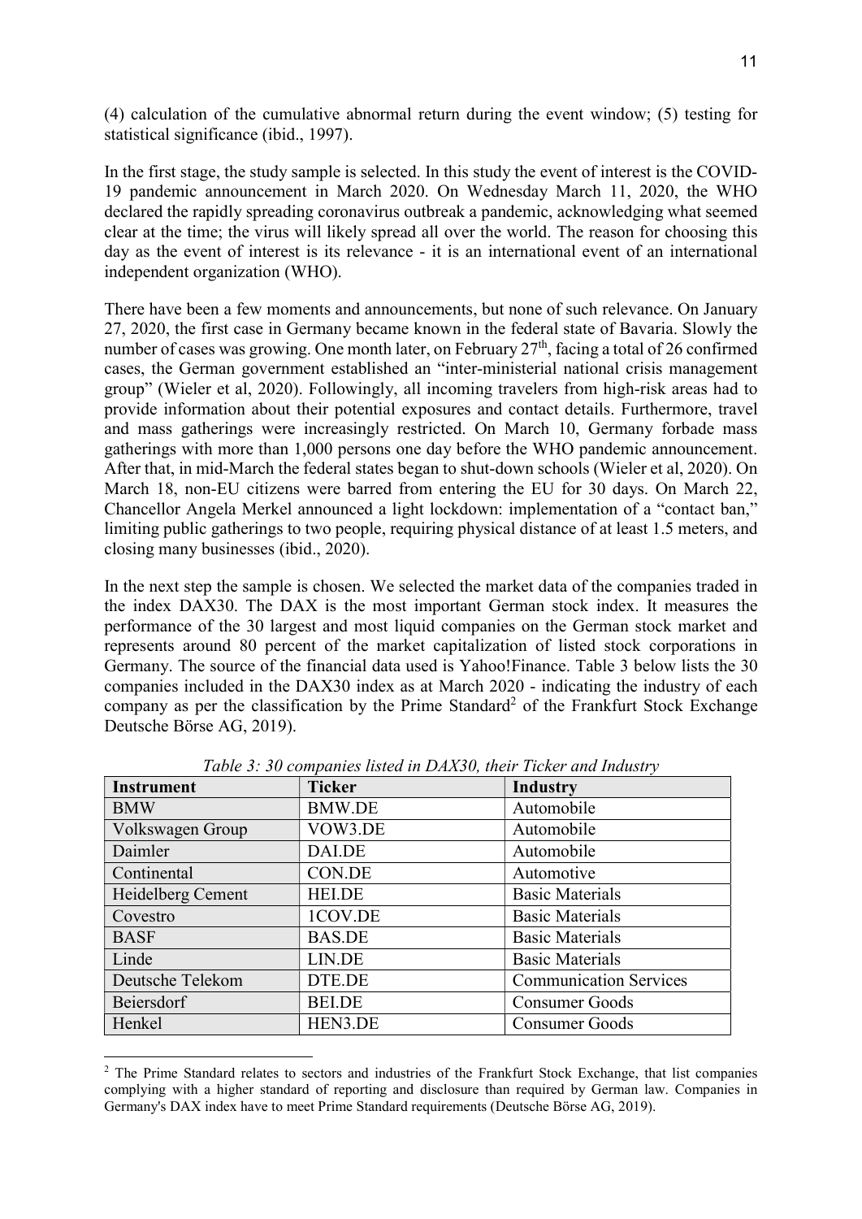(4) calculation of the cumulative abnormal return during the event window; (5) testing for statistical significance (ibid., 1997).

In the first stage, the study sample is selected. In this study the event of interest is the COVID-19 pandemic announcement in March 2020. On Wednesday March 11, 2020, the WHO declared the rapidly spreading coronavirus outbreak a pandemic, acknowledging what seemed clear at the time; the virus will likely spread all over the world. The reason for choosing this day as the event of interest is its relevance - it is an international event of an international independent organization (WHO).

There have been a few moments and announcements, but none of such relevance. On January 27, 2020, the first case in Germany became known in the federal state of Bavaria. Slowly the number of cases was growing. One month later, on February 27th, facing a total of 26 confirmed cases, the German government established an "inter-ministerial national crisis management group" (Wieler et al, 2020). Followingly, all incoming travelers from high-risk areas had to provide information about their potential exposures and contact details. Furthermore, travel and mass gatherings were increasingly restricted. On March 10, Germany forbade mass gatherings with more than 1,000 persons one day before the WHO pandemic announcement. After that, in mid-March the federal states began to shut-down schools (Wieler et al, 2020). On March 18, non-EU citizens were barred from entering the EU for 30 days. On March 22, Chancellor Angela Merkel announced a light lockdown: implementation of a "contact ban," limiting public gatherings to two people, requiring physical distance of at least 1.5 meters, and closing many businesses (ibid., 2020).

In the next step the sample is chosen. We selected the market data of the companies traded in the index DAX30. The DAX is the most important German stock index. It measures the performance of the 30 largest and most liquid companies on the German stock market and represents around 80 percent of the market capitalization of listed stock corporations in Germany. The source of the financial data used is Yahoo!Finance. Table 3 below lists the 30 companies included in the DAX30 index as at March 2020 - indicating the industry of each company as per the classification by the Prime Standard[2] of the Frankfurt Stock Exchange Deutsche Börse AG, 2019).

*Table 3: 30 companies listed in DAX30, their Ticker and Industry*

| Instrument | Ticker | Industry |
|---|---|---|
| BMW | BMW.DE | Automobile |
| Volkswagen Group | VOW3.DE | Automobile |
| Daimler | DAI.DE | Automobile |
| Continental | CON.DE | Automotive |
| Heidelberg Cement | HEI.DE | Basic Materials |
| Covestro | 1COV.DE | Basic Materials |
| BASF | BAS.DE | Basic Materials |
| Linde | LIN.DE | Basic Materials |
| Deutsche Telekom | DTE.DE | Communication Services |
| Beiersdorf | BEI.DE | Consumer Goods |
| Henkel | HEN3.DE | Consumer Goods |

[2] The Prime Standard relates to sectors and industries of the Frankfurt Stock Exchange, that list companies complying with a higher standard of reporting and disclosure than required by German law. Companies in Germany's DAX index have to meet Prime Standard requirements (Deutsche Börse AG, 2019).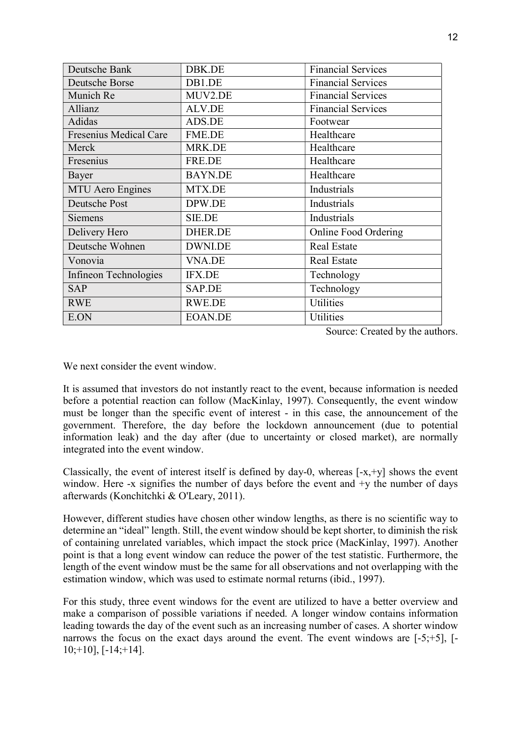| Deutsche Bank | DBK.DE | Financial Services |
|---|---|---|
| Deutsche Borse | DB1.DE | Financial Services |
| Munich Re | MUV2.DE | Financial Services |
| Allianz | ALV.DE | Financial Services |
| Adidas | ADS.DE | Footwear |
| Fresenius Medical Care | FME.DE | Healthcare |
| Merck | MRK.DE | Healthcare |
| Fresenius | FRE.DE | Healthcare |
| Bayer | BAYN.DE | Healthcare |
| MTU Aero Engines | MTX.DE | Industrials |
| Deutsche Post | DPW.DE | Industrials |
| Siemens | SIE.DE | Industrials |
| Delivery Hero | DHER.DE | Online Food Ordering |
| Deutsche Wohnen | DWNI.DE | Real Estate |
| Vonovia | VNA.DE | Real Estate |
| Infineon Technologies | IFX.DE | Technology |
| SAP | SAP.DE | Technology |
| RWE | RWE.DE | Utilities |
| E.ON | EOAN.DE | Utilities |

Source: Created by the authors.

We next consider the event window.

It is assumed that investors do not instantly react to the event, because information is needed before a potential reaction can follow (MacKinlay, 1997). Consequently, the event window must be longer than the specific event of interest - in this case, the announcement of the government. Therefore, the day before the lockdown announcement (due to potential information leak) and the day after (due to uncertainty or closed market), are normally integrated into the event window.

Classically, the event of interest itself is defined by day-0, whereas [-x,+y] shows the event window. Here -x signifies the number of days before the event and +y the number of days afterwards (Konchitchki & O'Leary, 2011).

However, different studies have chosen other window lengths, as there is no scientific way to determine an "ideal" length. Still, the event window should be kept shorter, to diminish the risk of containing unrelated variables, which impact the stock price (MacKinlay, 1997). Another point is that a long event window can reduce the power of the test statistic. Furthermore, the length of the event window must be the same for all observations and not overlapping with the estimation window, which was used to estimate normal returns (ibid., 1997).

For this study, three event windows for the event are utilized to have a better overview and make a comparison of possible variations if needed. A longer window contains information leading towards the day of the event such as an increasing number of cases. A shorter window narrows the focus on the exact days around the event. The event windows are [-5;+5], [-10;+10], [-14;+14].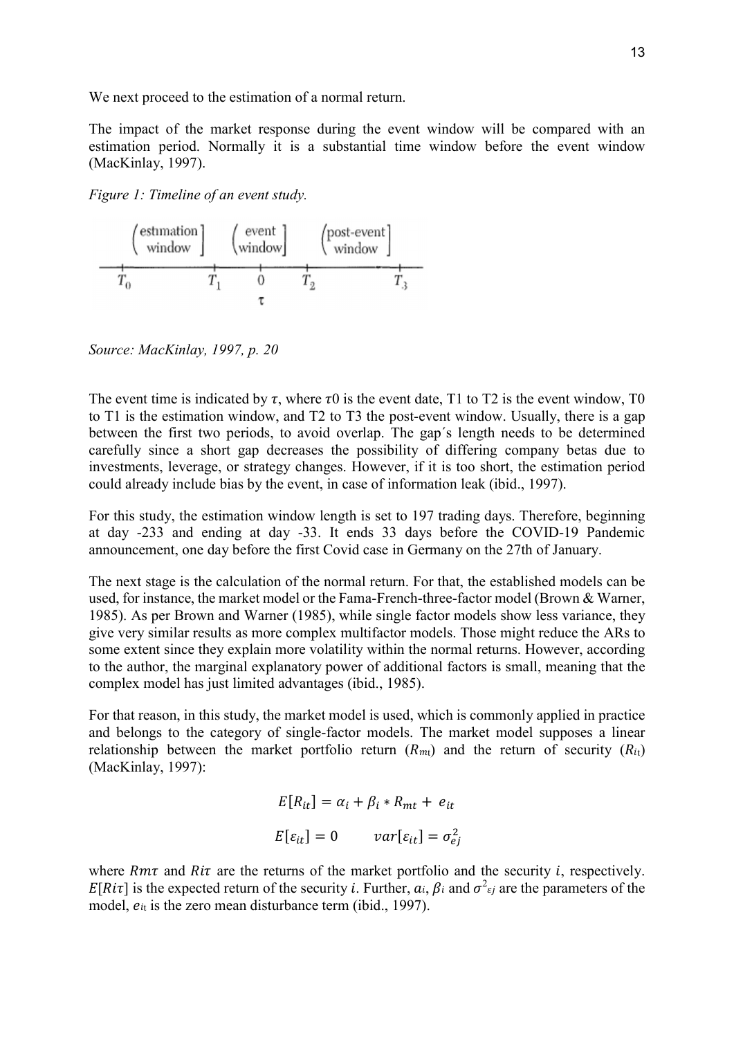We next proceed to the estimation of a normal return.

The impact of the market response during the event window will be compared with an estimation period. Normally it is a substantial time window before the event window (MacKinlay, 1997).

*Figure 1: Timeline of an event study.*

*Source: MacKinlay, 1997, p. 20*

The event time is indicated by $\tau$, where $\tau 0$ is the event date, T1 to T2 is the event window, T0 to T1 is the estimation window, and T2 to T3 the post-event window. Usually, there is a gap between the first two periods, to avoid overlap. The gap´s length needs to be determined carefully since a short gap decreases the possibility of differing company betas due to investments, leverage, or strategy changes. However, if it is too short, the estimation period could already include bias by the event, in case of information leak (ibid., 1997).

For this study, the estimation window length is set to 197 trading days. Therefore, beginning at day -233 and ending at day -33. It ends 33 days before the COVID-19 Pandemic announcement, one day before the first Covid case in Germany on the 27th of January.

The next stage is the calculation of the normal return. For that, the established models can be used, for instance, the market model or the Fama-French-three-factor model (Brown & Warner, 1985). As per Brown and Warner (1985), while single factor models show less variance, they give very similar results as more complex multifactor models. Those might reduce the ARs to some extent since they explain more volatility within the normal returns. However, according to the author, the marginal explanatory power of additional factors is small, meaning that the complex model has just limited advantages (ibid., 1985).

For that reason, in this study, the market model is used, which is commonly applied in practice and belongs to the category of single-factor models. The market model supposes a linear relationship between the market portfolio return ($R_{mt}$) and the return of security ($R_{it}$) (MacKinlay, 1997):

$$E[R_{it}] = \alpha_i + \beta_i * R_{mt} + e_{it}$$

$$E[\varepsilon_{it}] = 0 \qquad var[\varepsilon_{it}] = \sigma_{ej}^2$$

where $Rm\tau$ and $Ri\tau$ are the returns of the market portfolio and the security $i$, respectively. $E[Ri\tau]$ is the expected return of the security $i$. Further, $\alpha_i$, $\beta_i$ and $\sigma^2_{\varepsilon j}$ are the parameters of the model, $e_{it}$ is the zero mean disturbance term (ibid., 1997).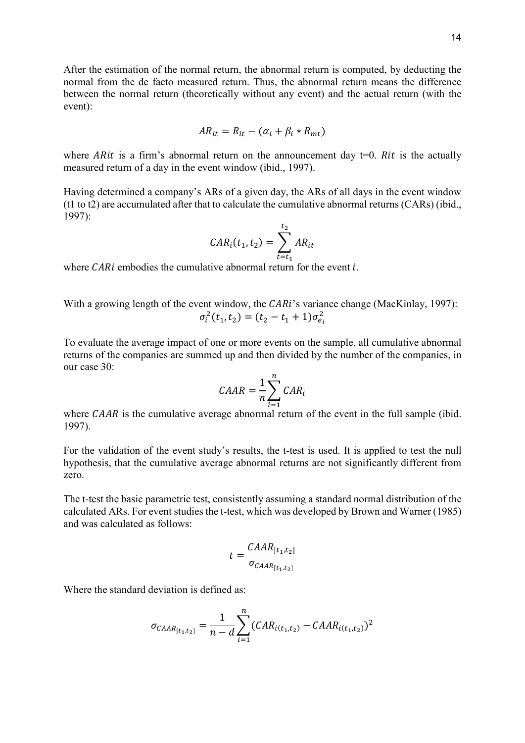After the estimation of the normal return, the abnormal return is computed, by deducting the normal from the de facto measured return. Thus, the abnormal return means the difference between the normal return (theoretically without any event) and the actual return (with the event):

$$AR_{it} = R_{it} - (\alpha_i + \beta_i * R_{mt})$$

where $ARit$ is a firm's abnormal return on the announcement day t=0. $Rit$ is the actually measured return of a day in the event window (ibid., 1997).

Having determined a company's ARs of a given day, the ARs of all days in the event window (t1 to t2) are accumulated after that to calculate the cumulative abnormal returns (CARs) (ibid., 1997):

$$CAR_i(t_1, t_2) = \sum_{t=t_1}^{t_2} AR_{it}$$

where $CARi$ embodies the cumulative abnormal return for the event $i$.

With a growing length of the event window, the $CARi$'s variance change (MacKinlay, 1997):

$$\sigma_i^2(t_1, t_2) = (t_2 - t_1 + 1)\sigma_{e_i}^2$$

To evaluate the average impact of one or more events on the sample, all cumulative abnormal returns of the companies are summed up and then divided by the number of the companies, in our case 30:

$$CAAR = \frac{1}{n}\sum_{i=1}^{n} CAR_i$$

where $CAAR$ is the cumulative average abnormal return of the event in the full sample (ibid. 1997).

For the validation of the event study's results, the t-test is used. It is applied to test the null hypothesis, that the cumulative average abnormal returns are not significantly different from zero.

The t-test the basic parametric test, consistently assuming a standard normal distribution of the calculated ARs. For event studies the t-test, which was developed by Brown and Warner (1985) and was calculated as follows:

$$t = \frac{CAAR_{[t_1, t_2]}}{\sigma_{CAAR_{[t_1, t_2]}}}$$

Where the standard deviation is defined as:

$$\sigma_{CAAR_{[t_1, t_2]}} = \frac{1}{n-d}\sum_{i=1}^{n} (CAR_{i(t_1, t_2)} - CAAR_{i(t_1, t_2)})^2$$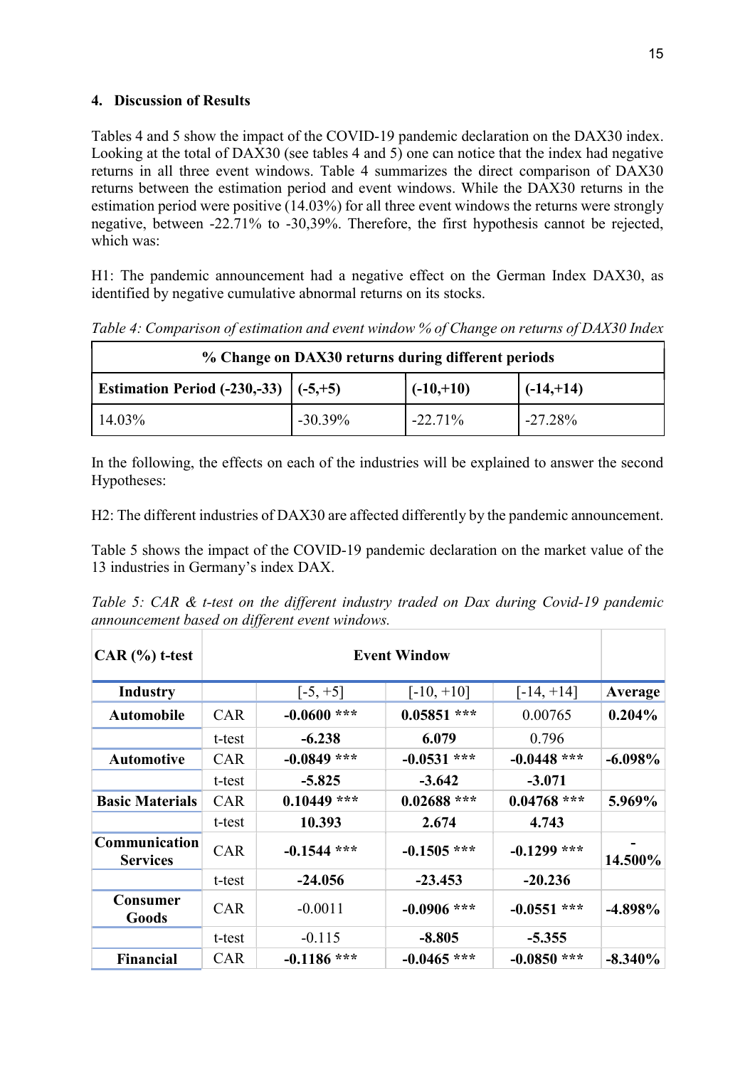### 4. Discussion of Results

Tables 4 and 5 show the impact of the COVID-19 pandemic declaration on the DAX30 index. Looking at the total of DAX30 (see tables 4 and 5) one can notice that the index had negative returns in all three event windows. Table 4 summarizes the direct comparison of DAX30 returns between the estimation period and event windows. While the DAX30 returns in the estimation period were positive (14.03%) for all three event windows the returns were strongly negative, between -22.71% to -30,39%. Therefore, the first hypothesis cannot be rejected, which was:

H1: The pandemic announcement had a negative effect on the German Index DAX30, as identified by negative cumulative abnormal returns on its stocks.

*Table 4: Comparison of estimation and event window % of Change on returns of DAX30 Index*

| **% Change on DAX30 returns during different periods** | | | |
|---|---|---|---|
| **Estimation Period (-230,-33)** | **(-5,+5)** | **(-10,+10)** | **(-14,+14)** |
| 14.03% | -30.39% | -22.71% | -27.28% |

In the following, the effects on each of the industries will be explained to answer the second Hypotheses:

H2: The different industries of DAX30 are affected differently by the pandemic announcement.

Table 5 shows the impact of the COVID-19 pandemic declaration on the market value of the 13 industries in Germany's index DAX.

*Table 5: CAR & t-test on the different industry traded on Dax during Covid-19 pandemic announcement based on different event windows.*

| **CAR (%) t-test** | | **Event Window** | | | |
|---|---|---|---|---|---|
| **Industry** | | [-5, +5] | [-10, +10] | [-14, +14] | **Average** |
| **Automobile** | CAR | **-0.0600 \*\*\*** | **0.05851 \*\*\*** | 0.00765 | **0.204%** |
| | t-test | **-6.238** | **6.079** | 0.796 | |
| **Automotive** | CAR | **-0.0849 \*\*\*** | **-0.0531 \*\*\*** | **-0.0448 \*\*\*** | **-6.098%** |
| | t-test | **-5.825** | **-3.642** | **-3.071** | |
| **Basic Materials** | CAR | **0.10449 \*\*\*** | **0.02688 \*\*\*** | **0.04768 \*\*\*** | **5.969%** |
| | t-test | **10.393** | **2.674** | **4.743** | |
| **Communication Services** | CAR | **-0.1544 \*\*\*** | **-0.1505 \*\*\*** | **-0.1299 \*\*\*** | **-14.500%** |
| | t-test | **-24.056** | **-23.453** | **-20.236** | |
| **Consumer Goods** | CAR | -0.0011 | **-0.0906 \*\*\*** | **-0.0551 \*\*\*** | **-4.898%** |
| | t-test | -0.115 | **-8.805** | **-5.355** | |
| **Financial** | CAR | **-0.1186 \*\*\*** | **-0.0465 \*\*\*** | **-0.0850 \*\*\*** | **-8.340%** |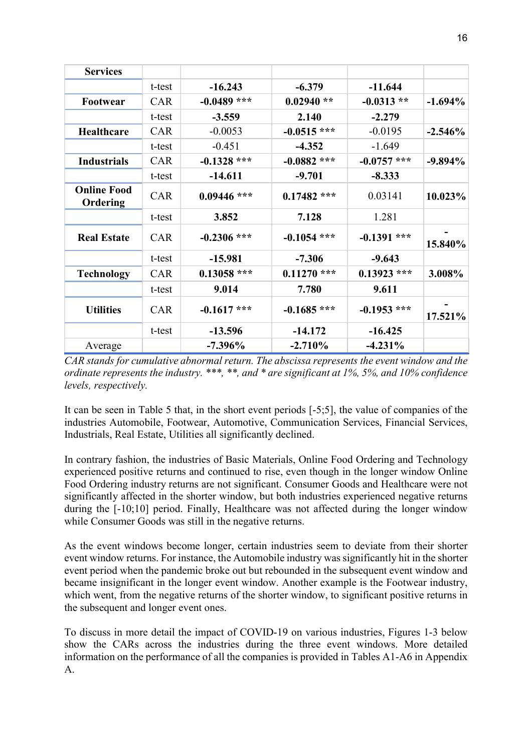| | | | | | |
|---|---|---|---|---|---|
| **Services** | | | | | |
| | t-test | **-16.243** | **-6.379** | **-11.644** | |
| **Footwear** | CAR | **-0.0489 *** ** | **0.02940 **** | **-0.0313 **** | **-1.694%** |
| | t-test | **-3.559** | **2.140** | **-2.279** | |
| **Healthcare** | CAR | -0.0053 | **-0.0515 ***** | -0.0195 | **-2.546%** |
| | t-test | -0.451 | **-4.352** | -1.649 | |
| **Industrials** | CAR | **-0.1328 ***** | **-0.0882 ***** | **-0.0757 ***** | **-9.894%** |
| | t-test | **-14.611** | **-9.701** | **-8.333** | |
| **Online Food Ordering** | CAR | **0.09446 ***** | **0.17482 ***** | 0.03141 | **10.023%** |
| | t-test | **3.852** | **7.128** | 1.281 | |
| **Real Estate** | CAR | **-0.2306 ***** | **-0.1054 ***** | **-0.1391 ***** | **-15.840%** |
| | t-test | **-15.981** | **-7.306** | **-9.643** | |
| **Technology** | CAR | **0.13058 ***** | **0.11270 ***** | **0.13923 ***** | **3.008%** |
| | t-test | **9.014** | **7.780** | **9.611** | |
| **Utilities** | CAR | **-0.1617 ***** | **-0.1685 ***** | **-0.1953 ***** | **-17.521%** |
| | t-test | **-13.596** | **-14.172** | **-16.425** | |
| Average | | **-7.396%** | **-2.710%** | **-4.231%** | |

*CAR stands for cumulative abnormal return. The abscissa represents the event window and the ordinate represents the industry. ***, **, and * are significant at 1%, 5%, and 10% confidence levels, respectively.*

It can be seen in Table 5 that, in the short event periods [-5;5], the value of companies of the industries Automobile, Footwear, Automotive, Communication Services, Financial Services, Industrials, Real Estate, Utilities all significantly declined.

In contrary fashion, the industries of Basic Materials, Online Food Ordering and Technology experienced positive returns and continued to rise, even though in the longer window Online Food Ordering industry returns are not significant. Consumer Goods and Healthcare were not significantly affected in the shorter window, but both industries experienced negative returns during the [-10;10] period. Finally, Healthcare was not affected during the longer window while Consumer Goods was still in the negative returns.

As the event windows become longer, certain industries seem to deviate from their shorter event window returns. For instance, the Automobile industry was significantly hit in the shorter event period when the pandemic broke out but rebounded in the subsequent event window and became insignificant in the longer event window. Another example is the Footwear industry, which went, from the negative returns of the shorter window, to significant positive returns in the subsequent and longer event ones.

To discuss in more detail the impact of COVID-19 on various industries, Figures 1-3 below show the CARs across the industries during the three event windows. More detailed information on the performance of all the companies is provided in Tables A1-A6 in Appendix A.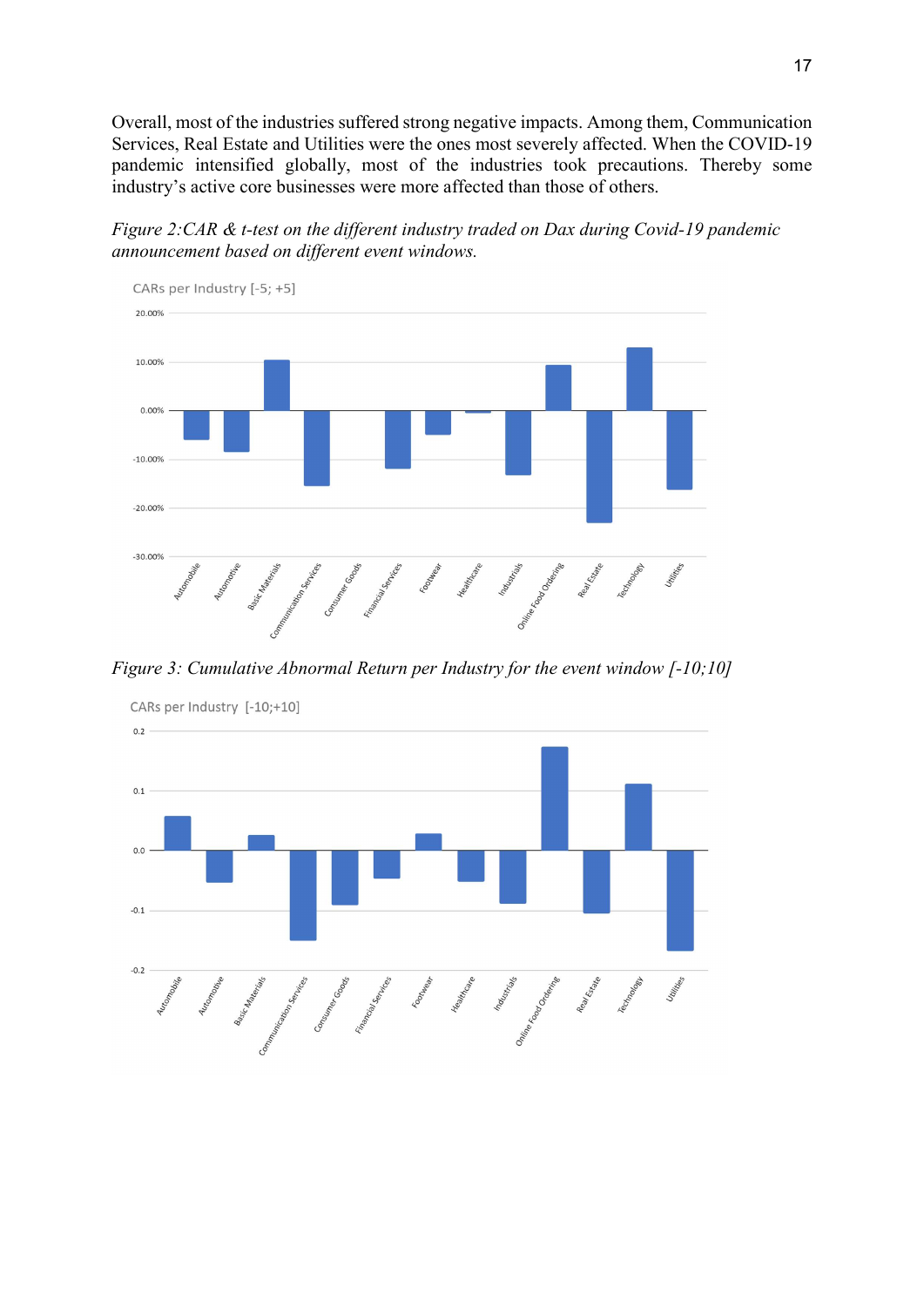Overall, most of the industries suffered strong negative impacts. Among them, Communication Services, Real Estate and Utilities were the ones most severely affected. When the COVID-19 pandemic intensified globally, most of the industries took precautions. Thereby some industry's active core businesses were more affected than those of others.

*Figure 2:CAR & t-test on the different industry traded on Dax during Covid-19 pandemic announcement based on different event windows.*

*Figure 3: Cumulative Abnormal Return per Industry for the event window [-10;10]*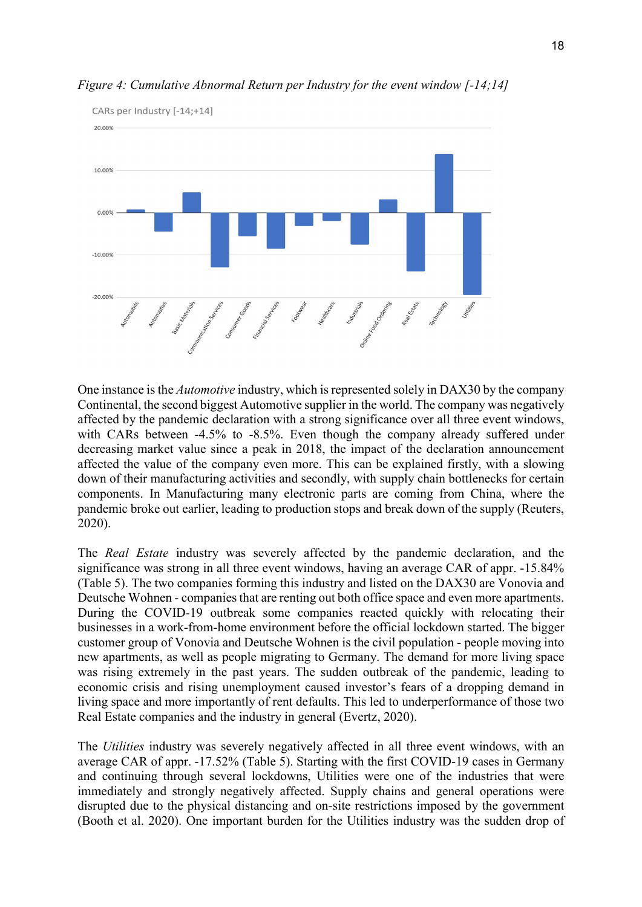*Figure 4: Cumulative Abnormal Return per Industry for the event window [-14;14]*

One instance is the *Automotive* industry, which is represented solely in DAX30 by the company Continental, the second biggest Automotive supplier in the world. The company was negatively affected by the pandemic declaration with a strong significance over all three event windows, with CARs between -4.5% to -8.5%. Even though the company already suffered under decreasing market value since a peak in 2018, the impact of the declaration announcement affected the value of the company even more. This can be explained firstly, with a slowing down of their manufacturing activities and secondly, with supply chain bottlenecks for certain components. In Manufacturing many electronic parts are coming from China, where the pandemic broke out earlier, leading to production stops and break down of the supply (Reuters, 2020).

The *Real Estate* industry was severely affected by the pandemic declaration, and the significance was strong in all three event windows, having an average CAR of appr. -15.84% (Table 5). The two companies forming this industry and listed on the DAX30 are Vonovia and Deutsche Wohnen - companies that are renting out both office space and even more apartments. During the COVID-19 outbreak some companies reacted quickly with relocating their businesses in a work-from-home environment before the official lockdown started. The bigger customer group of Vonovia and Deutsche Wohnen is the civil population - people moving into new apartments, as well as people migrating to Germany. The demand for more living space was rising extremely in the past years. The sudden outbreak of the pandemic, leading to economic crisis and rising unemployment caused investor's fears of a dropping demand in living space and more importantly of rent defaults. This led to underperformance of those two Real Estate companies and the industry in general (Evertz, 2020).

The *Utilities* industry was severely negatively affected in all three event windows, with an average CAR of appr. -17.52% (Table 5). Starting with the first COVID-19 cases in Germany and continuing through several lockdowns, Utilities were one of the industries that were immediately and strongly negatively affected. Supply chains and general operations were disrupted due to the physical distancing and on-site restrictions imposed by the government (Booth et al. 2020). One important burden for the Utilities industry was the sudden drop of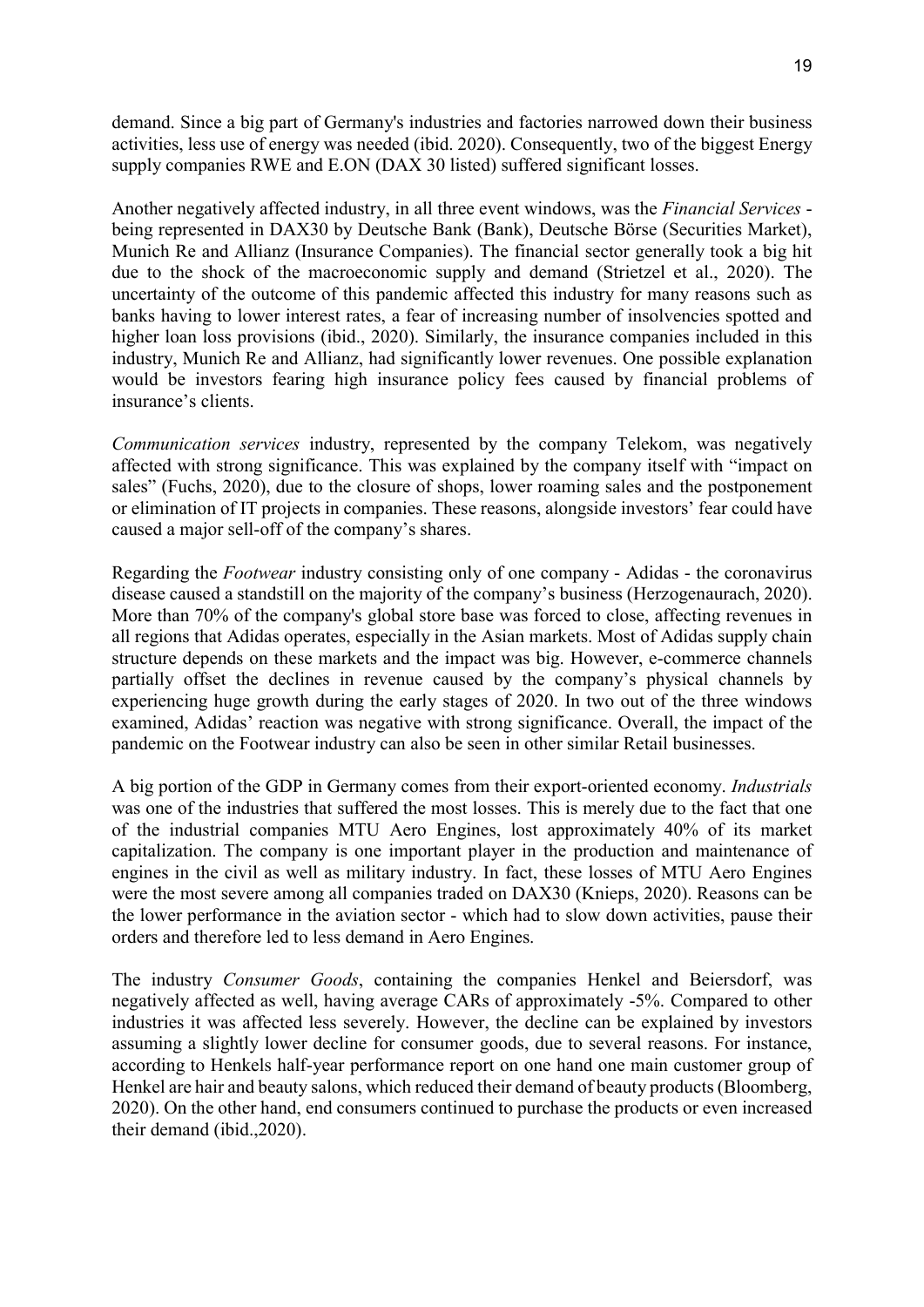demand. Since a big part of Germany's industries and factories narrowed down their business activities, less use of energy was needed (ibid. 2020). Consequently, two of the biggest Energy supply companies RWE and E.ON (DAX 30 listed) suffered significant losses.

Another negatively affected industry, in all three event windows, was the *Financial Services* - being represented in DAX30 by Deutsche Bank (Bank), Deutsche Börse (Securities Market), Munich Re and Allianz (Insurance Companies). The financial sector generally took a big hit due to the shock of the macroeconomic supply and demand (Strietzel et al., 2020). The uncertainty of the outcome of this pandemic affected this industry for many reasons such as banks having to lower interest rates, a fear of increasing number of insolvencies spotted and higher loan loss provisions (ibid., 2020). Similarly, the insurance companies included in this industry, Munich Re and Allianz, had significantly lower revenues. One possible explanation would be investors fearing high insurance policy fees caused by financial problems of insurance's clients.

*Communication services* industry, represented by the company Telekom, was negatively affected with strong significance. This was explained by the company itself with "impact on sales" (Fuchs, 2020), due to the closure of shops, lower roaming sales and the postponement or elimination of IT projects in companies. These reasons, alongside investors' fear could have caused a major sell-off of the company's shares.

Regarding the *Footwear* industry consisting only of one company - Adidas - the coronavirus disease caused a standstill on the majority of the company's business (Herzogenaurach, 2020). More than 70% of the company's global store base was forced to close, affecting revenues in all regions that Adidas operates, especially in the Asian markets. Most of Adidas supply chain structure depends on these markets and the impact was big. However, e-commerce channels partially offset the declines in revenue caused by the company's physical channels by experiencing huge growth during the early stages of 2020. In two out of the three windows examined, Adidas' reaction was negative with strong significance. Overall, the impact of the pandemic on the Footwear industry can also be seen in other similar Retail businesses.

A big portion of the GDP in Germany comes from their export-oriented economy. *Industrials* was one of the industries that suffered the most losses. This is merely due to the fact that one of the industrial companies MTU Aero Engines, lost approximately 40% of its market capitalization. The company is one important player in the production and maintenance of engines in the civil as well as military industry. In fact, these losses of MTU Aero Engines were the most severe among all companies traded on DAX30 (Knieps, 2020). Reasons can be the lower performance in the aviation sector - which had to slow down activities, pause their orders and therefore led to less demand in Aero Engines.

The industry *Consumer Goods*, containing the companies Henkel and Beiersdorf, was negatively affected as well, having average CARs of approximately -5%. Compared to other industries it was affected less severely. However, the decline can be explained by investors assuming a slightly lower decline for consumer goods, due to several reasons. For instance, according to Henkels half-year performance report on one hand one main customer group of Henkel are hair and beauty salons, which reduced their demand of beauty products (Bloomberg, 2020). On the other hand, end consumers continued to purchase the products or even increased their demand (ibid.,2020).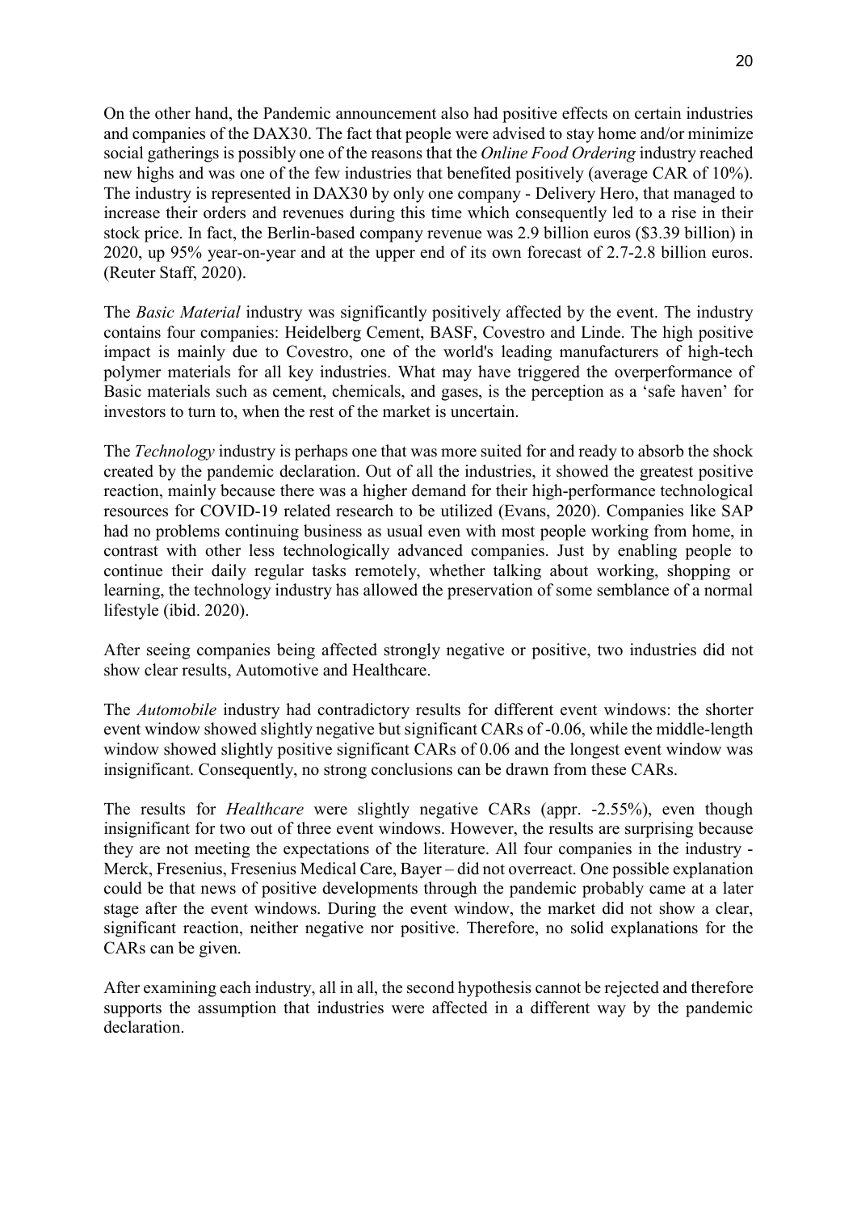On the other hand, the Pandemic announcement also had positive effects on certain industries and companies of the DAX30. The fact that people were advised to stay home and/or minimize social gatherings is possibly one of the reasons that the *Online Food Ordering* industry reached new highs and was one of the few industries that benefited positively (average CAR of 10%). The industry is represented in DAX30 by only one company - Delivery Hero, that managed to increase their orders and revenues during this time which consequently led to a rise in their stock price. In fact, the Berlin-based company revenue was 2.9 billion euros ($3.39 billion) in 2020, up 95% year-on-year and at the upper end of its own forecast of 2.7-2.8 billion euros. (Reuter Staff, 2020).

The *Basic Material* industry was significantly positively affected by the event. The industry contains four companies: Heidelberg Cement, BASF, Covestro and Linde. The high positive impact is mainly due to Covestro, one of the world's leading manufacturers of high-tech polymer materials for all key industries. What may have triggered the overperformance of Basic materials such as cement, chemicals, and gases, is the perception as a 'safe haven' for investors to turn to, when the rest of the market is uncertain.

The *Technology* industry is perhaps one that was more suited for and ready to absorb the shock created by the pandemic declaration. Out of all the industries, it showed the greatest positive reaction, mainly because there was a higher demand for their high-performance technological resources for COVID-19 related research to be utilized (Evans, 2020). Companies like SAP had no problems continuing business as usual even with most people working from home, in contrast with other less technologically advanced companies. Just by enabling people to continue their daily regular tasks remotely, whether talking about working, shopping or learning, the technology industry has allowed the preservation of some semblance of a normal lifestyle (ibid. 2020).

After seeing companies being affected strongly negative or positive, two industries did not show clear results, Automotive and Healthcare.

The *Automobile* industry had contradictory results for different event windows: the shorter event window showed slightly negative but significant CARs of -0.06, while the middle-length window showed slightly positive significant CARs of 0.06 and the longest event window was insignificant. Consequently, no strong conclusions can be drawn from these CARs.

The results for *Healthcare* were slightly negative CARs (appr. -2.55%), even though insignificant for two out of three event windows. However, the results are surprising because they are not meeting the expectations of the literature. All four companies in the industry - Merck, Fresenius, Fresenius Medical Care, Bayer – did not overreact. One possible explanation could be that news of positive developments through the pandemic probably came at a later stage after the event windows. During the event window, the market did not show a clear, significant reaction, neither negative nor positive. Therefore, no solid explanations for the CARs can be given.

After examining each industry, all in all, the second hypothesis cannot be rejected and therefore supports the assumption that industries were affected in a different way by the pandemic declaration.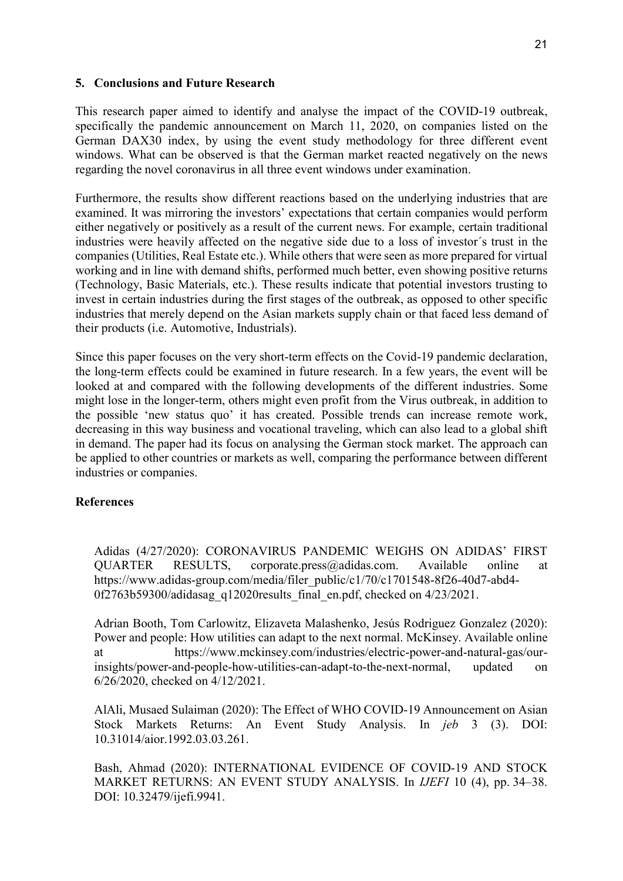## 5. Conclusions and Future Research

This research paper aimed to identify and analyse the impact of the COVID-19 outbreak, specifically the pandemic announcement on March 11, 2020, on companies listed on the German DAX30 index, by using the event study methodology for three different event windows. What can be observed is that the German market reacted negatively on the news regarding the novel coronavirus in all three event windows under examination.

Furthermore, the results show different reactions based on the underlying industries that are examined. It was mirroring the investors' expectations that certain companies would perform either negatively or positively as a result of the current news. For example, certain traditional industries were heavily affected on the negative side due to a loss of investor´s trust in the companies (Utilities, Real Estate etc.). While others that were seen as more prepared for virtual working and in line with demand shifts, performed much better, even showing positive returns (Technology, Basic Materials, etc.). These results indicate that potential investors trusting to invest in certain industries during the first stages of the outbreak, as opposed to other specific industries that merely depend on the Asian markets supply chain or that faced less demand of their products (i.e. Automotive, Industrials).

Since this paper focuses on the very short-term effects on the Covid-19 pandemic declaration, the long-term effects could be examined in future research. In a few years, the event will be looked at and compared with the following developments of the different industries. Some might lose in the longer-term, others might even profit from the Virus outbreak, in addition to the possible 'new status quo' it has created. Possible trends can increase remote work, decreasing in this way business and vocational traveling, which can also lead to a global shift in demand. The paper had its focus on analysing the German stock market. The approach can be applied to other countries or markets as well, comparing the performance between different industries or companies.

## References

Adidas (4/27/2020): CORONAVIRUS PANDEMIC WEIGHS ON ADIDAS' FIRST QUARTER RESULTS, corporate.press@adidas.com. Available online at https://www.adidas-group.com/media/filer_public/c1/70/c1701548-8f26-40d7-abd4-0f2763b59300/adidasag_q12020results_final_en.pdf, checked on 4/23/2021.

Adrian Booth, Tom Carlowitz, Elizaveta Malashenko, Jesús Rodriguez Gonzalez (2020): Power and people: How utilities can adapt to the next normal. McKinsey. Available online at https://www.mckinsey.com/industries/electric-power-and-natural-gas/our-insights/power-and-people-how-utilities-can-adapt-to-the-next-normal, updated on 6/26/2020, checked on 4/12/2021.

AlAli, Musaed Sulaiman (2020): The Effect of WHO COVID-19 Announcement on Asian Stock Markets Returns: An Event Study Analysis. In *jeb* 3 (3). DOI: 10.31014/aior.1992.03.03.261.

Bash, Ahmad (2020): INTERNATIONAL EVIDENCE OF COVID-19 AND STOCK MARKET RETURNS: AN EVENT STUDY ANALYSIS. In *IJEFI* 10 (4), pp. 34–38. DOI: 10.32479/ijefi.9941.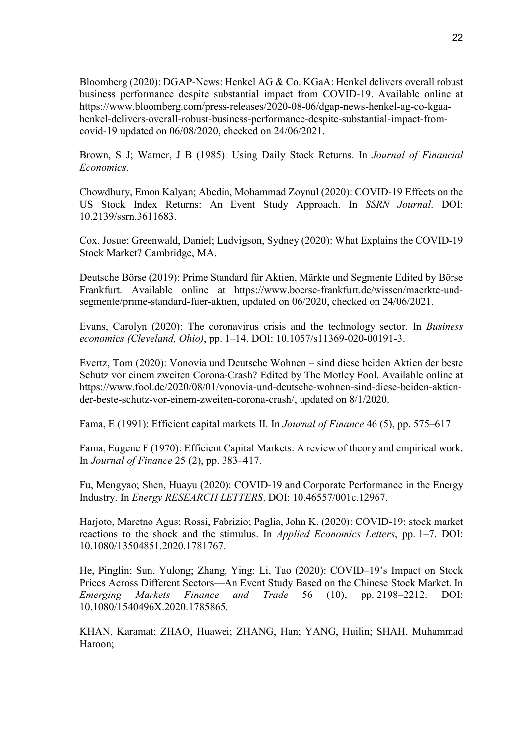Bloomberg (2020): DGAP-News: Henkel AG & Co. KGaA: Henkel delivers overall robust business performance despite substantial impact from COVID-19. Available online at https://www.bloomberg.com/press-releases/2020-08-06/dgap-news-henkel-ag-co-kgaa-henkel-delivers-overall-robust-business-performance-despite-substantial-impact-from-covid-19 updated on 06/08/2020, checked on 24/06/2021.

Brown, S J; Warner, J B (1985): Using Daily Stock Returns. In *Journal of Financial Economics*.

Chowdhury, Emon Kalyan; Abedin, Mohammad Zoynul (2020): COVID-19 Effects on the US Stock Index Returns: An Event Study Approach. In *SSRN Journal*. DOI: 10.2139/ssrn.3611683.

Cox, Josue; Greenwald, Daniel; Ludvigson, Sydney (2020): What Explains the COVID-19 Stock Market? Cambridge, MA.

Deutsche Börse (2019): Prime Standard für Aktien, Märkte und Segmente Edited by Börse Frankfurt. Available online at https://www.boerse-frankfurt.de/wissen/maerkte-und-segmente/prime-standard-fuer-aktien, updated on 06/2020, checked on 24/06/2021.

Evans, Carolyn (2020): The coronavirus crisis and the technology sector. In *Business economics (Cleveland, Ohio)*, pp. 1–14. DOI: 10.1057/s11369-020-00191-3.

Evertz, Tom (2020): Vonovia und Deutsche Wohnen – sind diese beiden Aktien der beste Schutz vor einem zweiten Corona-Crash? Edited by The Motley Fool. Available online at https://www.fool.de/2020/08/01/vonovia-und-deutsche-wohnen-sind-diese-beiden-aktien-der-beste-schutz-vor-einem-zweiten-corona-crash/, updated on 8/1/2020.

Fama, E (1991): Efficient capital markets II. In *Journal of Finance* 46 (5), pp. 575–617.

Fama, Eugene F (1970): Efficient Capital Markets: A review of theory and empirical work. In *Journal of Finance* 25 (2), pp. 383–417.

Fu, Mengyao; Shen, Huayu (2020): COVID-19 and Corporate Performance in the Energy Industry. In *Energy RESEARCH LETTERS*. DOI: 10.46557/001c.12967.

Harjoto, Maretno Agus; Rossi, Fabrizio; Paglia, John K. (2020): COVID-19: stock market reactions to the shock and the stimulus. In *Applied Economics Letters*, pp. 1–7. DOI: 10.1080/13504851.2020.1781767.

He, Pinglin; Sun, Yulong; Zhang, Ying; Li, Tao (2020): COVID–19's Impact on Stock Prices Across Different Sectors—An Event Study Based on the Chinese Stock Market. In *Emerging Markets Finance and Trade* 56 (10), pp. 2198–2212. DOI: 10.1080/1540496X.2020.1785865.

KHAN, Karamat; ZHAO, Huawei; ZHANG, Han; YANG, Huilin; SHAH, Muhammad Haroon;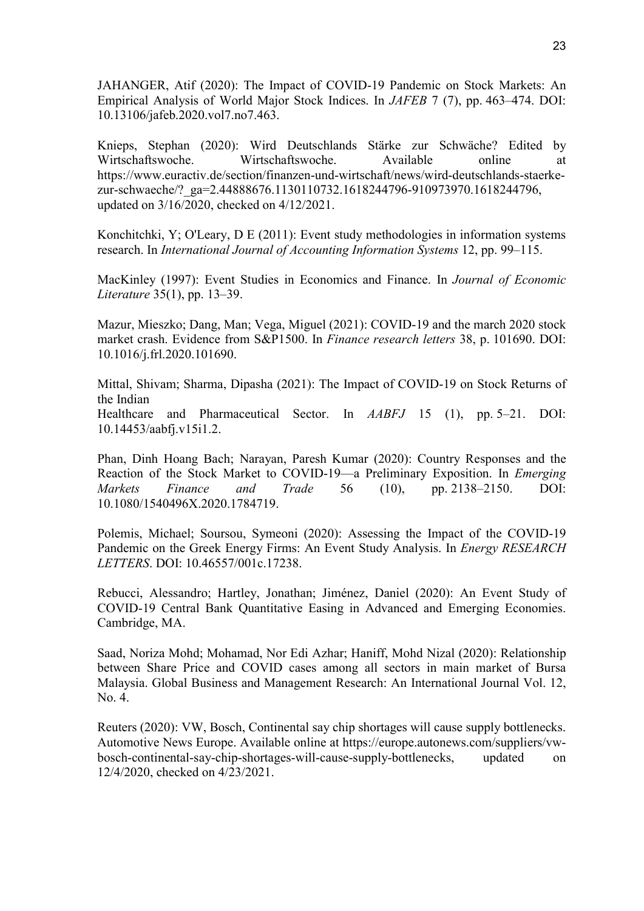JAHANGER, Atif (2020): The Impact of COVID-19 Pandemic on Stock Markets: An Empirical Analysis of World Major Stock Indices. In *JAFEB* 7 (7), pp. 463–474. DOI: 10.13106/jafeb.2020.vol7.no7.463.

Knieps, Stephan (2020): Wird Deutschlands Stärke zur Schwäche? Edited by Wirtschaftswoche. Wirtschaftswoche. Available online at https://www.euractiv.de/section/finanzen-und-wirtschaft/news/wird-deutschlands-staerke-zur-schwaeche/?_ga=2.44888676.1130110732.1618244796-910973970.1618244796, updated on 3/16/2020, checked on 4/12/2021.

Konchitchki, Y; O'Leary, D E (2011): Event study methodologies in information systems research. In *International Journal of Accounting Information Systems* 12, pp. 99–115.

MacKinley (1997): Event Studies in Economics and Finance. In *Journal of Economic Literature* 35(1), pp. 13–39.

Mazur, Mieszko; Dang, Man; Vega, Miguel (2021): COVID-19 and the march 2020 stock market crash. Evidence from S&P1500. In *Finance research letters* 38, p. 101690. DOI: 10.1016/j.frl.2020.101690.

Mittal, Shivam; Sharma, Dipasha (2021): The Impact of COVID-19 on Stock Returns of the Indian
Healthcare and Pharmaceutical Sector. In *AABFJ* 15 (1), pp. 5–21. DOI: 10.14453/aabfj.v15i1.2.

Phan, Dinh Hoang Bach; Narayan, Paresh Kumar (2020): Country Responses and the Reaction of the Stock Market to COVID-19—a Preliminary Exposition. In *Emerging Markets Finance and Trade* 56 (10), pp. 2138–2150. DOI: 10.1080/1540496X.2020.1784719.

Polemis, Michael; Soursou, Symeoni (2020): Assessing the Impact of the COVID-19 Pandemic on the Greek Energy Firms: An Event Study Analysis. In *Energy RESEARCH LETTERS*. DOI: 10.46557/001c.17238.

Rebucci, Alessandro; Hartley, Jonathan; Jiménez, Daniel (2020): An Event Study of COVID-19 Central Bank Quantitative Easing in Advanced and Emerging Economies. Cambridge, MA.

Saad, Noriza Mohd; Mohamad, Nor Edi Azhar; Haniff, Mohd Nizal (2020): Relationship between Share Price and COVID cases among all sectors in main market of Bursa Malaysia. Global Business and Management Research: An International Journal Vol. 12, No. 4.

Reuters (2020): VW, Bosch, Continental say chip shortages will cause supply bottlenecks. Automotive News Europe. Available online at https://europe.autonews.com/suppliers/vw-bosch-continental-say-chip-shortages-will-cause-supply-bottlenecks, updated on 12/4/2020, checked on 4/23/2021.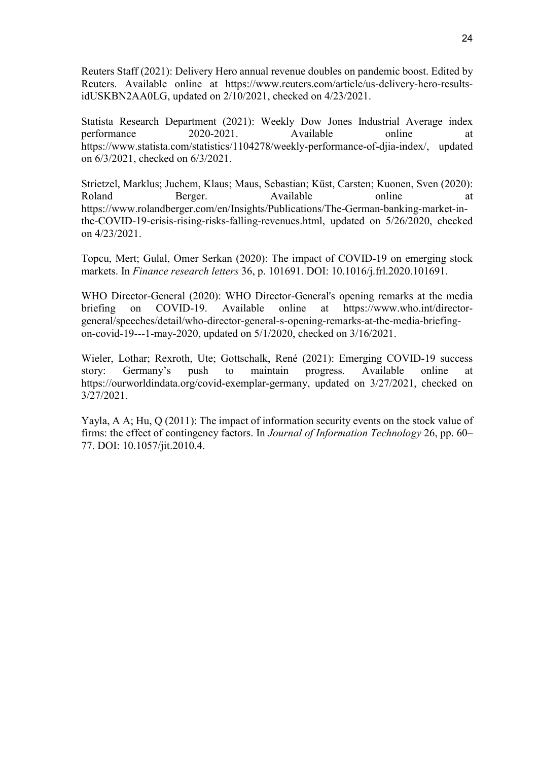Reuters Staff (2021): Delivery Hero annual revenue doubles on pandemic boost. Edited by Reuters. Available online at https://www.reuters.com/article/us-delivery-hero-results-idUSKBN2AA0LG, updated on 2/10/2021, checked on 4/23/2021.

Statista Research Department (2021): Weekly Dow Jones Industrial Average index performance 2020-2021. Available online at https://www.statista.com/statistics/1104278/weekly-performance-of-djia-index/, updated on 6/3/2021, checked on 6/3/2021.

Strietzel, Marklus; Juchem, Klaus; Maus, Sebastian; Küst, Carsten; Kuonen, Sven (2020): Roland Berger. Available online at https://www.rolandberger.com/en/Insights/Publications/The-German-banking-market-in-the-COVID-19-crisis-rising-risks-falling-revenues.html, updated on 5/26/2020, checked on 4/23/2021.

Topcu, Mert; Gulal, Omer Serkan (2020): The impact of COVID-19 on emerging stock markets. In *Finance research letters* 36, p. 101691. DOI: 10.1016/j.frl.2020.101691.

WHO Director-General (2020): WHO Director-General's opening remarks at the media briefing on COVID-19. Available online at https://www.who.int/director-general/speeches/detail/who-director-general-s-opening-remarks-at-the-media-briefing-on-covid-19---1-may-2020, updated on 5/1/2020, checked on 3/16/2021.

Wieler, Lothar; Rexroth, Ute; Gottschalk, René (2021): Emerging COVID-19 success story: Germany's push to maintain progress. Available online at https://ourworldindata.org/covid-exemplar-germany, updated on 3/27/2021, checked on 3/27/2021.

Yayla, A A; Hu, Q (2011): The impact of information security events on the stock value of firms: the effect of contingency factors. In *Journal of Information Technology* 26, pp. 60–77. DOI: 10.1057/jit.2010.4.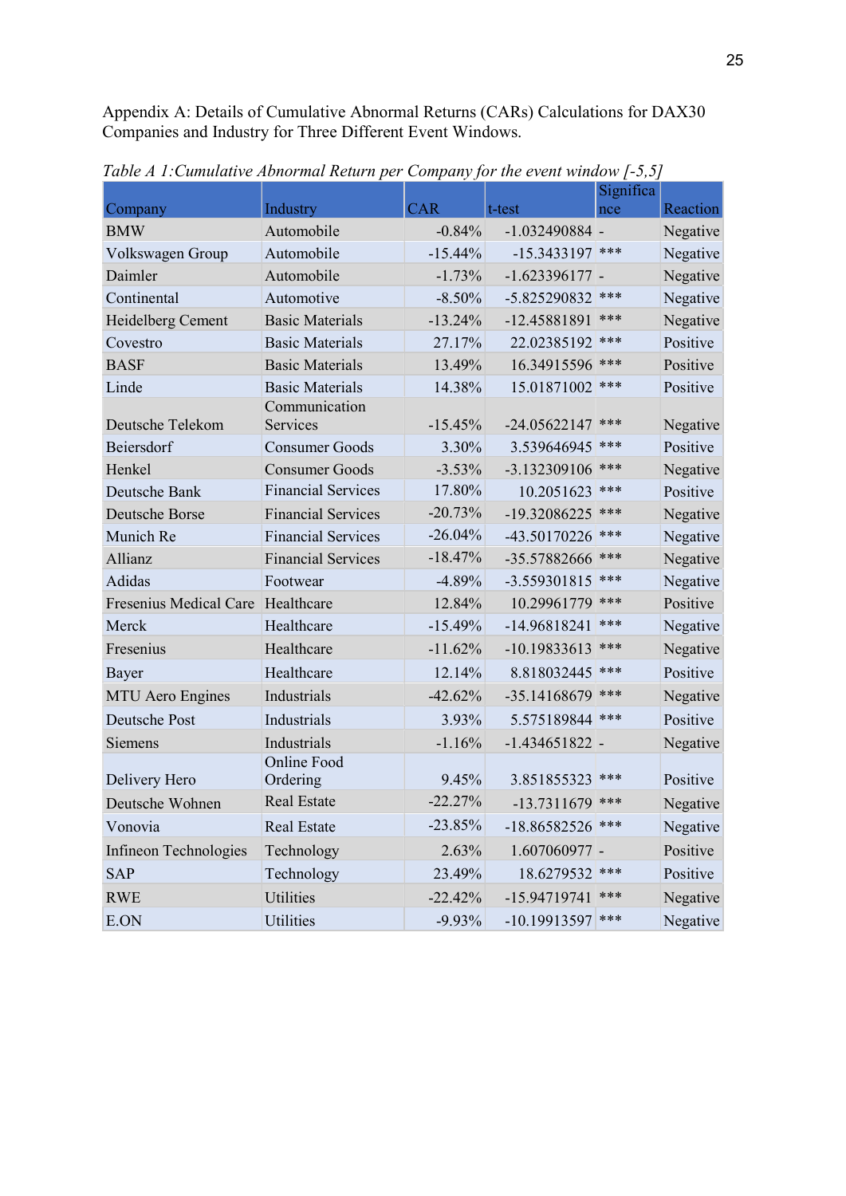Appendix A: Details of Cumulative Abnormal Returns (CARs) Calculations for DAX30 Companies and Industry for Three Different Event Windows.

*Table A 1:Cumulative Abnormal Return per Company for the event window [-5,5]*

| Company | Industry | CAR | t-test | Significance | Reaction |
|---|---|---|---|---|---|
| BMW | Automobile | -0.84% | -1.032490884 | - | Negative |
| Volkswagen Group | Automobile | -15.44% | -15.3433197 | *** | Negative |
| Daimler | Automobile | -1.73% | -1.623396177 | - | Negative |
| Continental | Automotive | -8.50% | -5.825290832 | *** | Negative |
| Heidelberg Cement | Basic Materials | -13.24% | -12.45881891 | *** | Negative |
| Covestro | Basic Materials | 27.17% | 22.02385192 | *** | Positive |
| BASF | Basic Materials | 13.49% | 16.34915596 | *** | Positive |
| Linde | Basic Materials | 14.38% | 15.01871002 | *** | Positive |
| Deutsche Telekom | Communication Services | -15.45% | -24.05622147 | *** | Negative |
| Beiersdorf | Consumer Goods | 3.30% | 3.539646945 | *** | Positive |
| Henkel | Consumer Goods | -3.53% | -3.132309106 | *** | Negative |
| Deutsche Bank | Financial Services | 17.80% | 10.2051623 | *** | Positive |
| Deutsche Borse | Financial Services | -20.73% | -19.32086225 | *** | Negative |
| Munich Re | Financial Services | -26.04% | -43.50170226 | *** | Negative |
| Allianz | Financial Services | -18.47% | -35.57882666 | *** | Negative |
| Adidas | Footwear | -4.89% | -3.559301815 | *** | Negative |
| Fresenius Medical Care | Healthcare | 12.84% | 10.29961779 | *** | Positive |
| Merck | Healthcare | -15.49% | -14.96818241 | *** | Negative |
| Fresenius | Healthcare | -11.62% | -10.19833613 | *** | Negative |
| Bayer | Healthcare | 12.14% | 8.818032445 | *** | Positive |
| MTU Aero Engines | Industrials | -42.62% | -35.14168679 | *** | Negative |
| Deutsche Post | Industrials | 3.93% | 5.575189844 | *** | Positive |
| Siemens | Industrials | -1.16% | -1.434651822 | - | Negative |
| Delivery Hero | Online Food Ordering | 9.45% | 3.851855323 | *** | Positive |
| Deutsche Wohnen | Real Estate | -22.27% | -13.7311679 | *** | Negative |
| Vonovia | Real Estate | -23.85% | -18.86582526 | *** | Negative |
| Infineon Technologies | Technology | 2.63% | 1.607060977 | - | Positive |
| SAP | Technology | 23.49% | 18.6279532 | *** | Positive |
| RWE | Utilities | -22.42% | -15.94719741 | *** | Negative |
| E.ON | Utilities | -9.93% | -10.19913597 | *** | Negative |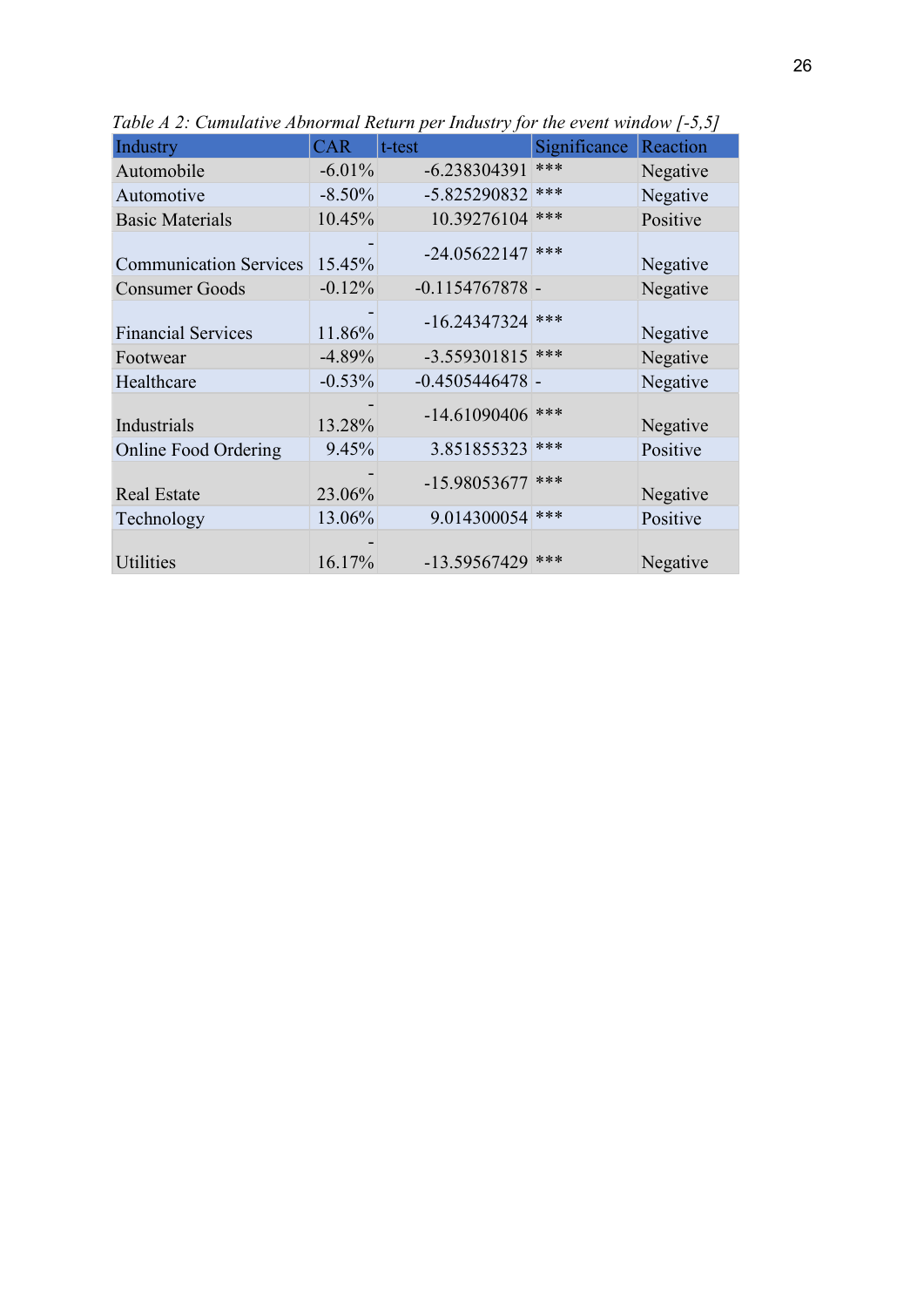*Table A 2: Cumulative Abnormal Return per Industry for the event window [-5,5]*

| Industry | CAR | t-test | Significance | Reaction |
|---|---|---|---|---|
| Automobile | -6.01% | -6.238304391 | *** | Negative |
| Automotive | -8.50% | -5.825290832 | *** | Negative |
| Basic Materials | 10.45% | 10.39276104 | *** | Positive |
| Communication Services | -15.45% | -24.05622147 | *** | Negative |
| Consumer Goods | -0.12% | -0.1154767878 | - | Negative |
| Financial Services | -11.86% | -16.24347324 | *** | Negative |
| Footwear | -4.89% | -3.559301815 | *** | Negative |
| Healthcare | -0.53% | -0.4505446478 | - | Negative |
| Industrials | -13.28% | -14.61090406 | *** | Negative |
| Online Food Ordering | 9.45% | 3.851855323 | *** | Positive |
| Real Estate | -23.06% | -15.98053677 | *** | Negative |
| Technology | 13.06% | 9.014300054 | *** | Positive |
| Utilities | -16.17% | -13.59567429 | *** | Negative |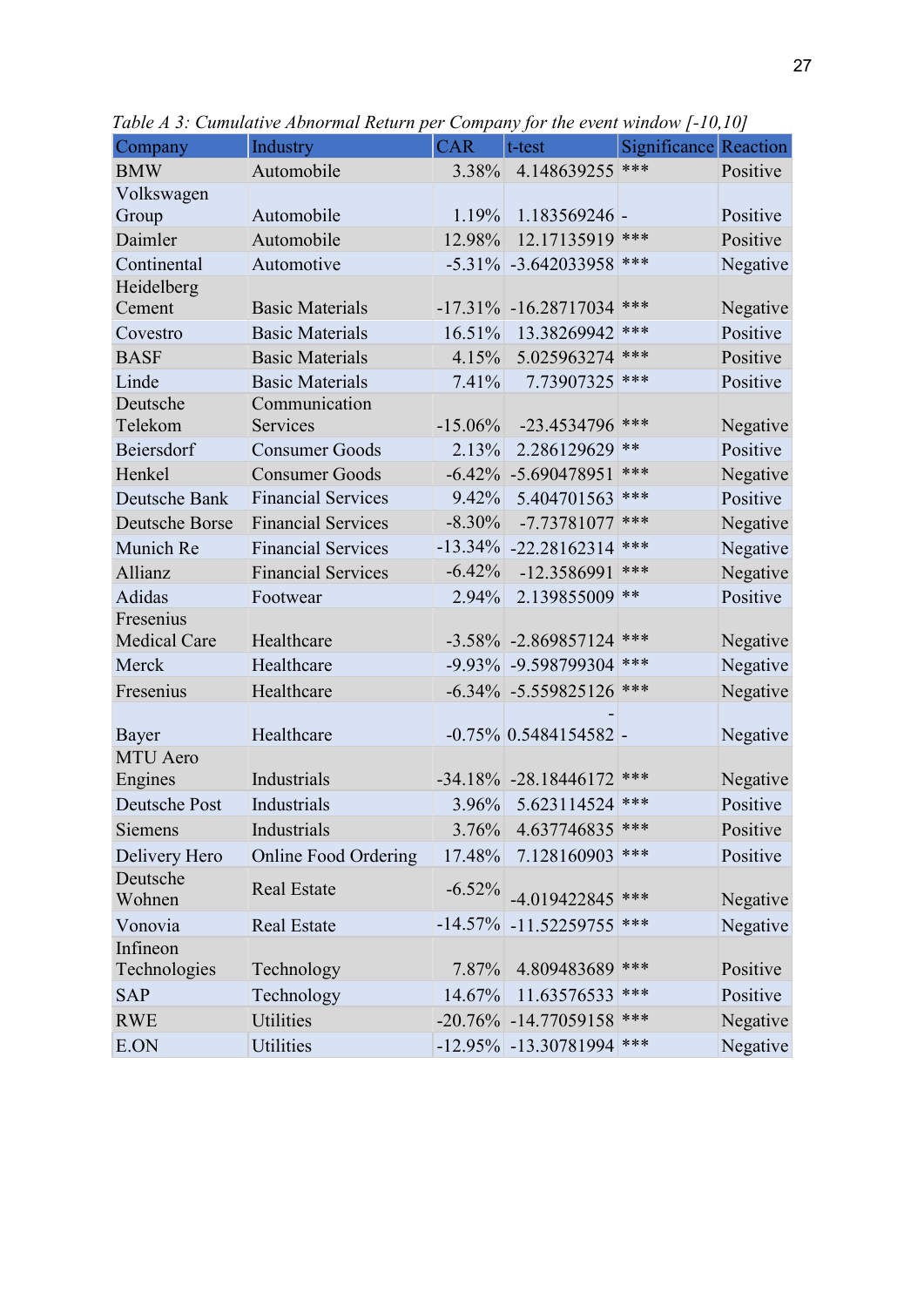*Table A 3: Cumulative Abnormal Return per Company for the event window [-10,10]*

| Company | Industry | CAR | t-test | Significance | Reaction |
|---|---|---|---|---|---|
| BMW | Automobile | 3.38% | 4.148639255 | *** | Positive |
| Volkswagen Group | Automobile | 1.19% | 1.183569246 | - | Positive |
| Daimler | Automobile | 12.98% | 12.17135919 | *** | Positive |
| Continental | Automotive | -5.31% | -3.642033958 | *** | Negative |
| Heidelberg Cement | Basic Materials | -17.31% | -16.28717034 | *** | Negative |
| Covestro | Basic Materials | 16.51% | 13.38269942 | *** | Positive |
| BASF | Basic Materials | 4.15% | 5.025963274 | *** | Positive |
| Linde | Basic Materials | 7.41% | 7.73907325 | *** | Positive |
| Deutsche Telekom | Communication Services | -15.06% | -23.4534796 | *** | Negative |
| Beiersdorf | Consumer Goods | 2.13% | 2.286129629 | ** | Positive |
| Henkel | Consumer Goods | -6.42% | -5.690478951 | *** | Negative |
| Deutsche Bank | Financial Services | 9.42% | 5.404701563 | *** | Positive |
| Deutsche Borse | Financial Services | -8.30% | -7.73781077 | *** | Negative |
| Munich Re | Financial Services | -13.34% | -22.28162314 | *** | Negative |
| Allianz | Financial Services | -6.42% | -12.3586991 | *** | Negative |
| Adidas | Footwear | 2.94% | 2.139855009 | ** | Positive |
| Fresenius Medical Care | Healthcare | -3.58% | -2.869857124 | *** | Negative |
| Merck | Healthcare | -9.93% | -9.598799304 | *** | Negative |
| Fresenius | Healthcare | -6.34% | -5.559825126 | *** | Negative |
| Bayer | Healthcare | -0.75% | -0.5484154582 | - | Negative |
| MTU Aero Engines | Industrials | -34.18% | -28.18446172 | *** | Negative |
| Deutsche Post | Industrials | 3.96% | 5.623114524 | *** | Positive |
| Siemens | Industrials | 3.76% | 4.637746835 | *** | Positive |
| Delivery Hero | Online Food Ordering | 17.48% | 7.128160903 | *** | Positive |
| Deutsche Wohnen | Real Estate | -6.52% | -4.019422845 | *** | Negative |
| Vonovia | Real Estate | -14.57% | -11.52259755 | *** | Negative |
| Infineon Technologies | Technology | 7.87% | 4.809483689 | *** | Positive |
| SAP | Technology | 14.67% | 11.63576533 | *** | Positive |
| RWE | Utilities | -20.76% | -14.77059158 | *** | Negative |
| E.ON | Utilities | -12.95% | -13.30781994 | *** | Negative |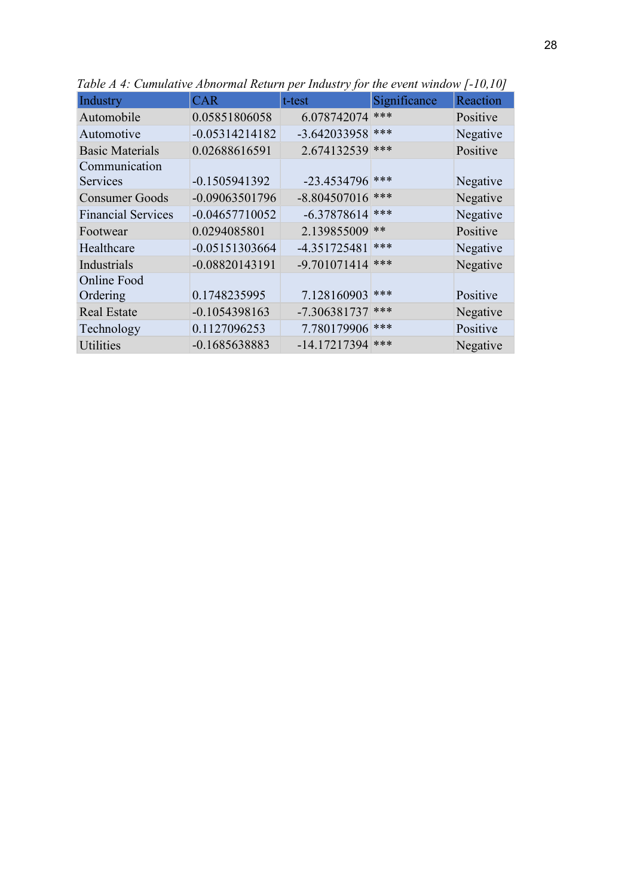*Table A 4: Cumulative Abnormal Return per Industry for the event window [-10,10]*

| Industry | CAR | t-test | Significance | Reaction |
|---|---|---|---|---|
| Automobile | 0.05851806058 | 6.078742074 | *** | Positive |
| Automotive | -0.05314214182 | -3.642033958 | *** | Negative |
| Basic Materials | 0.02688616591 | 2.674132539 | *** | Positive |
| Communication Services | -0.1505941392 | -23.4534796 | *** | Negative |
| Consumer Goods | -0.09063501796 | -8.804507016 | *** | Negative |
| Financial Services | -0.04657710052 | -6.37878614 | *** | Negative |
| Footwear | 0.0294085801 | 2.139855009 | ** | Positive |
| Healthcare | -0.05151303664 | -4.351725481 | *** | Negative |
| Industrials | -0.08820143191 | -9.701071414 | *** | Negative |
| Online Food Ordering | 0.1748235995 | 7.128160903 | *** | Positive |
| Real Estate | -0.1054398163 | -7.306381737 | *** | Negative |
| Technology | 0.1127096253 | 7.780179906 | *** | Positive |
| Utilities | -0.1685638883 | -14.17217394 | *** | Negative |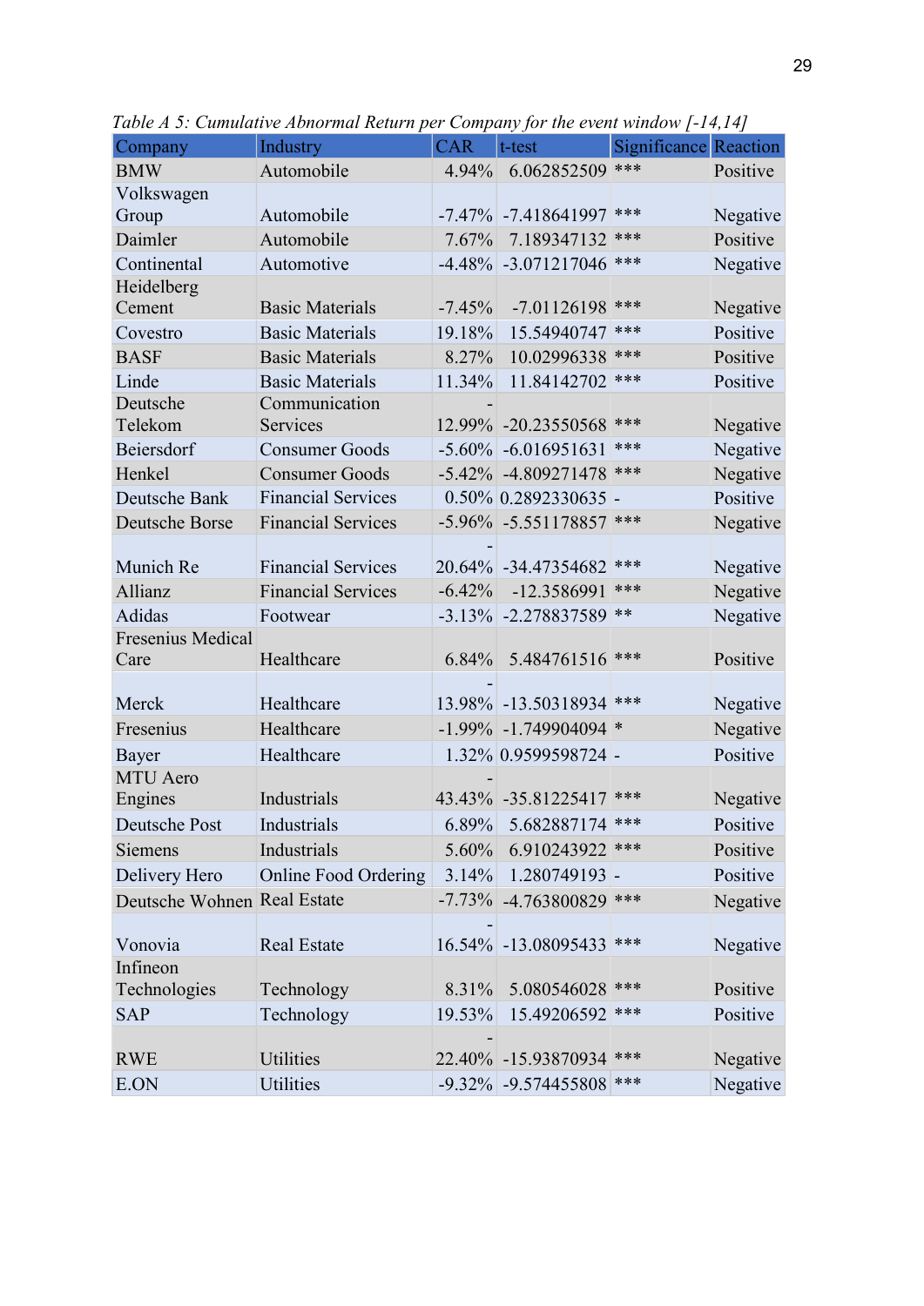*Table A 5: Cumulative Abnormal Return per Company for the event window [-14,14]*

| Company | Industry | CAR | t-test | Significance | Reaction |
|---|---|---|---|---|---|
| BMW | Automobile | 4.94% | 6.062852509 | *** | Positive |
| Volkswagen Group | Automobile | -7.47% | -7.418641997 | *** | Negative |
| Daimler | Automobile | 7.67% | 7.189347132 | *** | Positive |
| Continental | Automotive | -4.48% | -3.071217046 | *** | Negative |
| Heidelberg Cement | Basic Materials | -7.45% | -7.01126198 | *** | Negative |
| Covestro | Basic Materials | 19.18% | 15.54940747 | *** | Positive |
| BASF | Basic Materials | 8.27% | 10.02996338 | *** | Positive |
| Linde | Basic Materials | 11.34% | 11.84142702 | *** | Positive |
| Deutsche Telekom | Communication Services | -12.99% | -20.23550568 | *** | Negative |
| Beiersdorf | Consumer Goods | -5.60% | -6.016951631 | *** | Negative |
| Henkel | Consumer Goods | -5.42% | -4.809271478 | *** | Negative |
| Deutsche Bank | Financial Services | 0.50% | 0.2892330635 | - | Positive |
| Deutsche Borse | Financial Services | -5.96% | -5.551178857 | *** | Negative |
| Munich Re | Financial Services | -20.64% | -34.47354682 | *** | Negative |
| Allianz | Financial Services | -6.42% | -12.3586991 | *** | Negative |
| Adidas | Footwear | -3.13% | -2.278837589 | ** | Negative |
| Fresenius Medical Care | Healthcare | 6.84% | 5.484761516 | *** | Positive |
| Merck | Healthcare | -13.98% | -13.50318934 | *** | Negative |
| Fresenius | Healthcare | -1.99% | -1.749904094 | * | Negative |
| Bayer | Healthcare | 1.32% | 0.9599598724 | - | Positive |
| MTU Aero Engines | Industrials | -43.43% | -35.81225417 | *** | Negative |
| Deutsche Post | Industrials | 6.89% | 5.682887174 | *** | Positive |
| Siemens | Industrials | 5.60% | 6.910243922 | *** | Positive |
| Delivery Hero | Online Food Ordering | 3.14% | 1.280749193 | - | Positive |
| Deutsche Wohnen | Real Estate | -7.73% | -4.763800829 | *** | Negative |
| Vonovia | Real Estate | -16.54% | -13.08095433 | *** | Negative |
| Infineon Technologies | Technology | 8.31% | 5.080546028 | *** | Positive |
| SAP | Technology | 19.53% | 15.49206592 | *** | Positive |
| RWE | Utilities | -22.40% | -15.93870934 | *** | Negative |
| E.ON | Utilities | -9.32% | -9.574455808 | *** | Negative |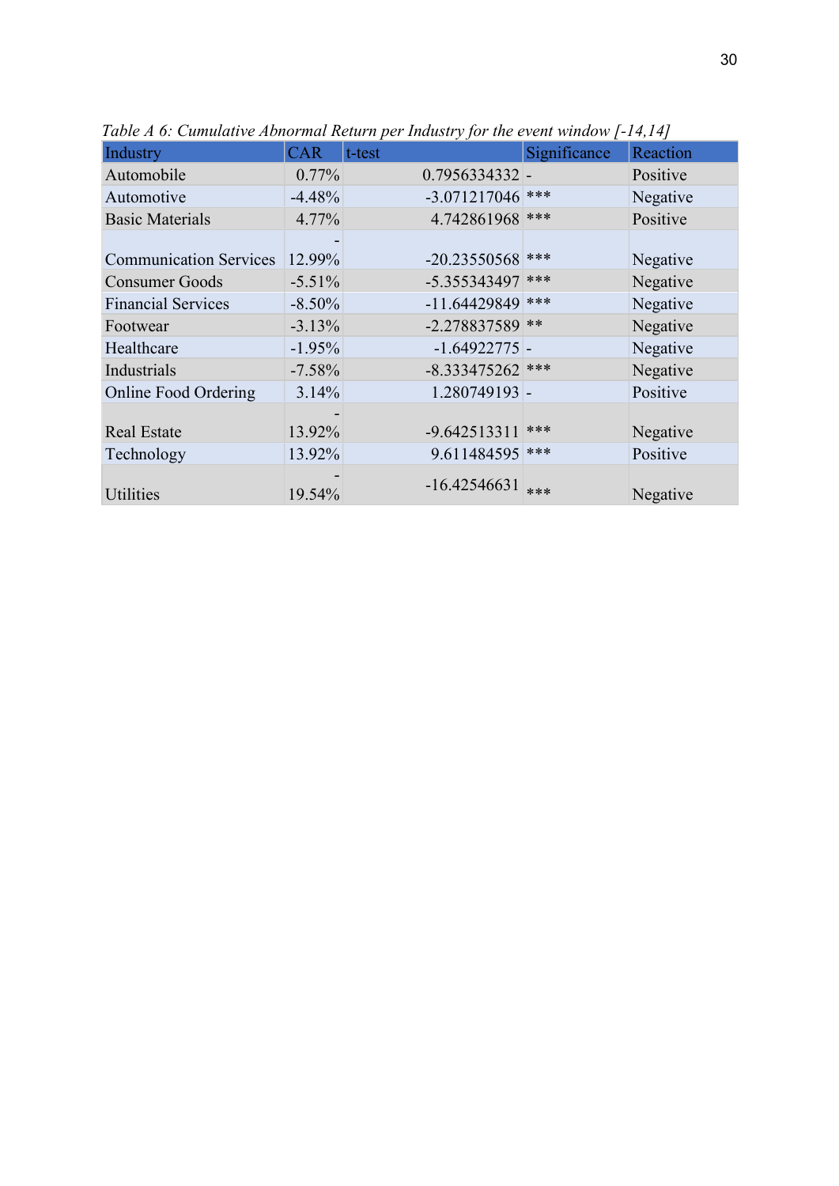*Table A 6: Cumulative Abnormal Return per Industry for the event window [-14,14]*

| Industry | CAR | t-test | Significance | Reaction |
|---|---|---|---|---|
| Automobile | 0.77% | 0.7956334332 | - | Positive |
| Automotive | -4.48% | -3.071217046 | *** | Negative |
| Basic Materials | 4.77% | 4.742861968 | *** | Positive |
| Communication Services | -12.99% | -20.23550568 | *** | Negative |
| Consumer Goods | -5.51% | -5.355343497 | *** | Negative |
| Financial Services | -8.50% | -11.64429849 | *** | Negative |
| Footwear | -3.13% | -2.278837589 | ** | Negative |
| Healthcare | -1.95% | -1.64922775 | - | Negative |
| Industrials | -7.58% | -8.333475262 | *** | Negative |
| Online Food Ordering | 3.14% | 1.280749193 | - | Positive |
| Real Estate | -13.92% | -9.642513311 | *** | Negative |
| Technology | 13.92% | 9.611484595 | *** | Positive |
| Utilities | -19.54% | -16.42546631 | *** | Negative |